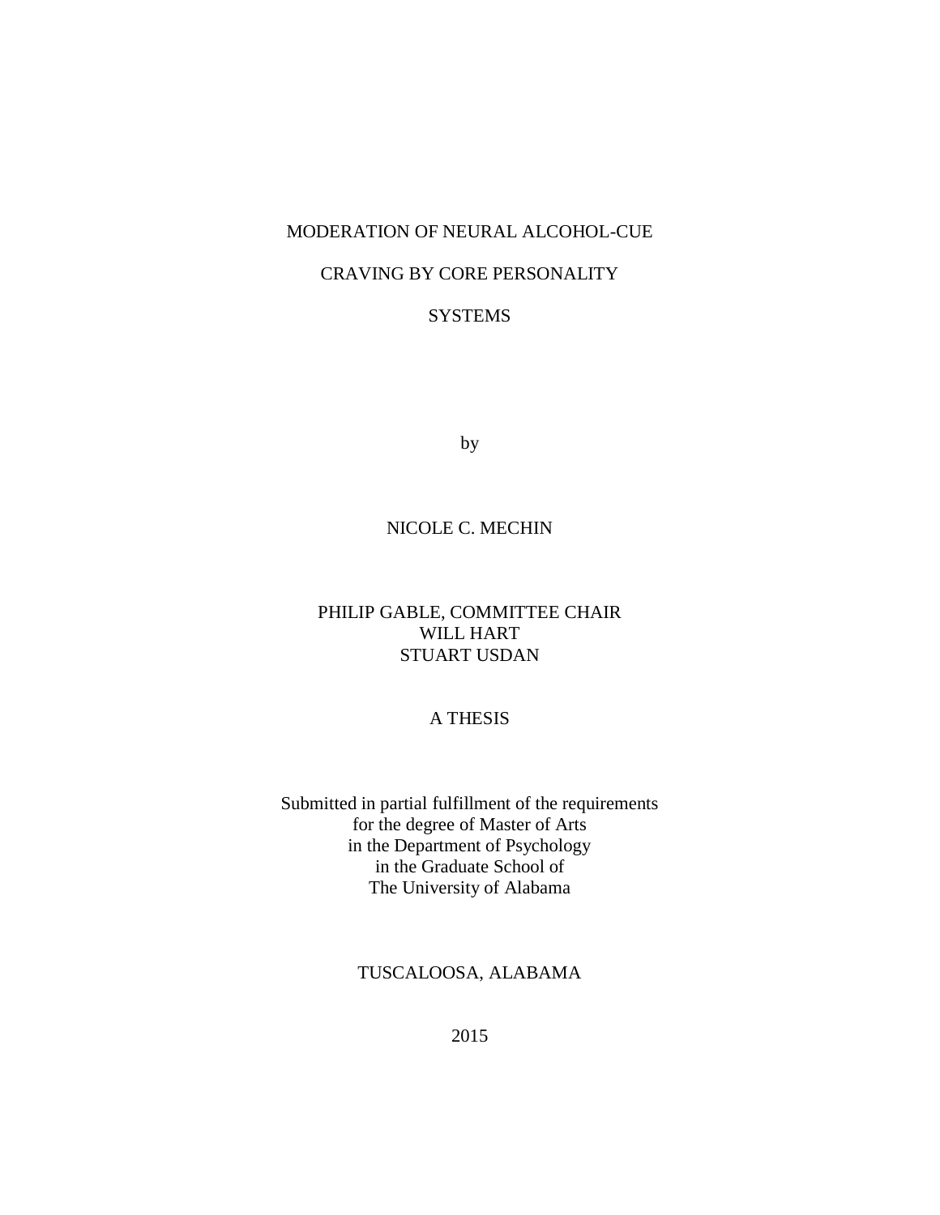# MODERATION OF NEURAL ALCOHOL-CUE CRAVING BY CORE PERSONALITY SYSTEMS

by

NICOLE C. MECHIN

PHILIP GABLE, COMMITTEE CHAIR
WILL HART
STUART USDAN

A THESIS

Submitted in partial fulfillment of the requirements
for the degree of Master of Arts
in the Department of Psychology
in the Graduate School of
The University of Alabama

TUSCALOOSA, ALABAMA

2015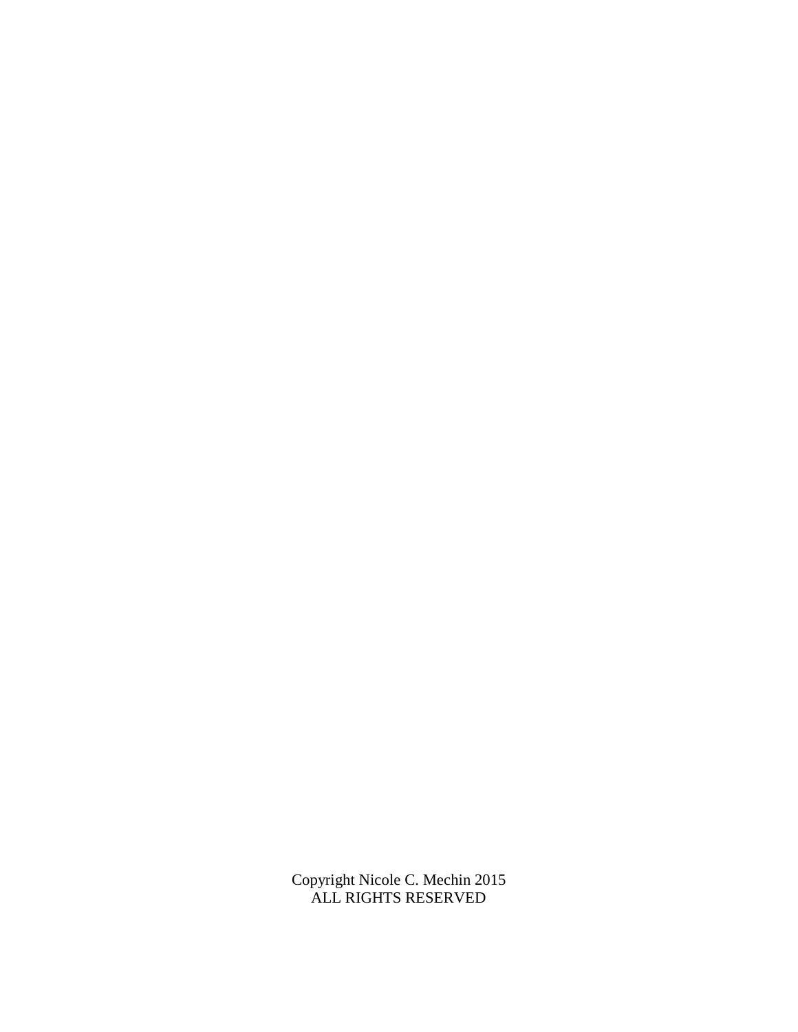Copyright Nicole C. Mechin 2015
ALL RIGHTS RESERVED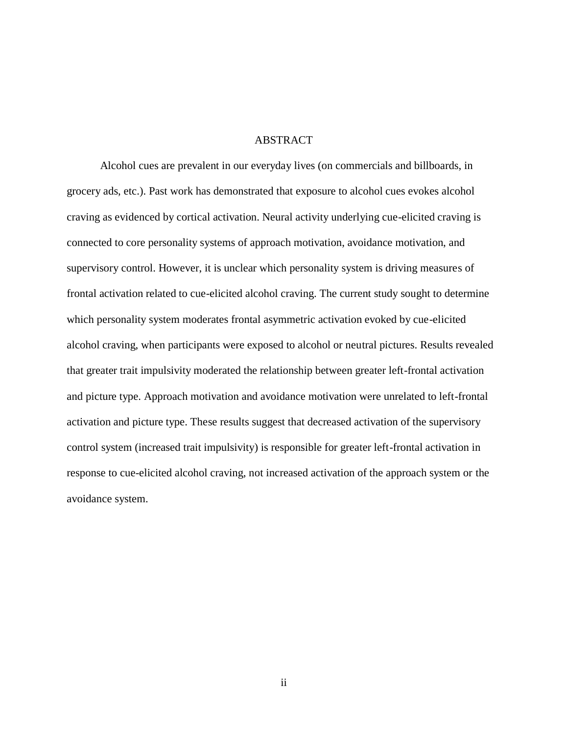# ABSTRACT

Alcohol cues are prevalent in our everyday lives (on commercials and billboards, in grocery ads, etc.). Past work has demonstrated that exposure to alcohol cues evokes alcohol craving as evidenced by cortical activation. Neural activity underlying cue-elicited craving is connected to core personality systems of approach motivation, avoidance motivation, and supervisory control. However, it is unclear which personality system is driving measures of frontal activation related to cue-elicited alcohol craving. The current study sought to determine which personality system moderates frontal asymmetric activation evoked by cue-elicited alcohol craving, when participants were exposed to alcohol or neutral pictures. Results revealed that greater trait impulsivity moderated the relationship between greater left-frontal activation and picture type. Approach motivation and avoidance motivation were unrelated to left-frontal activation and picture type. These results suggest that decreased activation of the supervisory control system (increased trait impulsivity) is responsible for greater left-frontal activation in response to cue-elicited alcohol craving, not increased activation of the approach system or the avoidance system.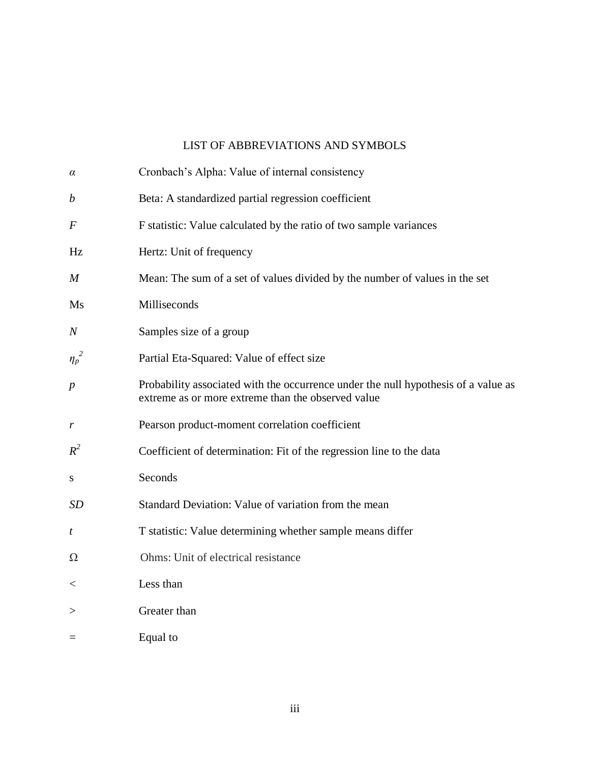## LIST OF ABBREVIATIONS AND SYMBOLS

| | |
|---|---|
| $\alpha$ | Cronbach's Alpha: Value of internal consistency |
| $b$ | Beta: A standardized partial regression coefficient |
| $F$ | F statistic: Value calculated by the ratio of two sample variances |
| Hz | Hertz: Unit of frequency |
| $M$ | Mean: The sum of a set of values divided by the number of values in the set |
| Ms | Milliseconds |
| $N$ | Samples size of a group |
| $\eta_P^{\ 2}$ | Partial Eta-Squared: Value of effect size |
| $p$ | Probability associated with the occurrence under the null hypothesis of a value as extreme as or more extreme than the observed value |
| $r$ | Pearson product-moment correlation coefficient |
| $R^2$ | Coefficient of determination: Fit of the regression line to the data |
| s | Seconds |
| $SD$ | Standard Deviation: Value of variation from the mean |
| $t$ | T statistic: Value determining whether sample means differ |
| Ω | Ohms: Unit of electrical resistance |
| < | Less than |
| > | Greater than |
| = | Equal to |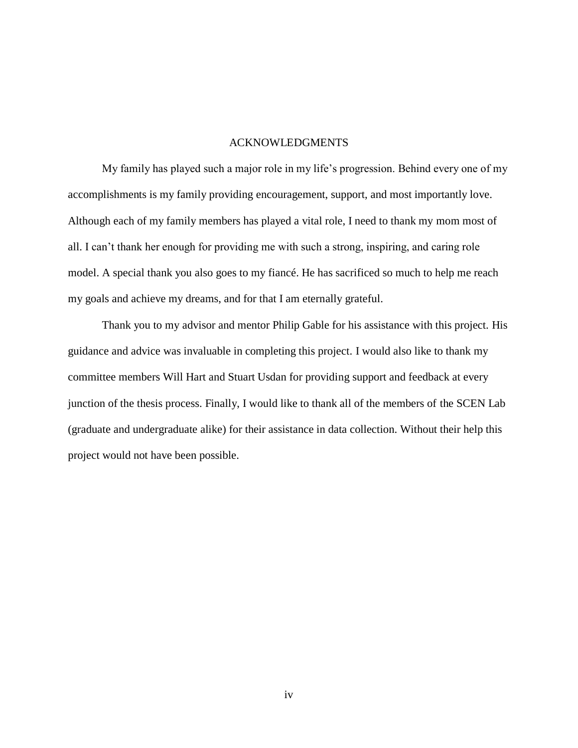# ACKNOWLEDGMENTS

My family has played such a major role in my life's progression. Behind every one of my accomplishments is my family providing encouragement, support, and most importantly love. Although each of my family members has played a vital role, I need to thank my mom most of all. I can't thank her enough for providing me with such a strong, inspiring, and caring role model. A special thank you also goes to my fiancé. He has sacrificed so much to help me reach my goals and achieve my dreams, and for that I am eternally grateful.

Thank you to my advisor and mentor Philip Gable for his assistance with this project. His guidance and advice was invaluable in completing this project. I would also like to thank my committee members Will Hart and Stuart Usdan for providing support and feedback at every junction of the thesis process. Finally, I would like to thank all of the members of the SCEN Lab (graduate and undergraduate alike) for their assistance in data collection. Without their help this project would not have been possible.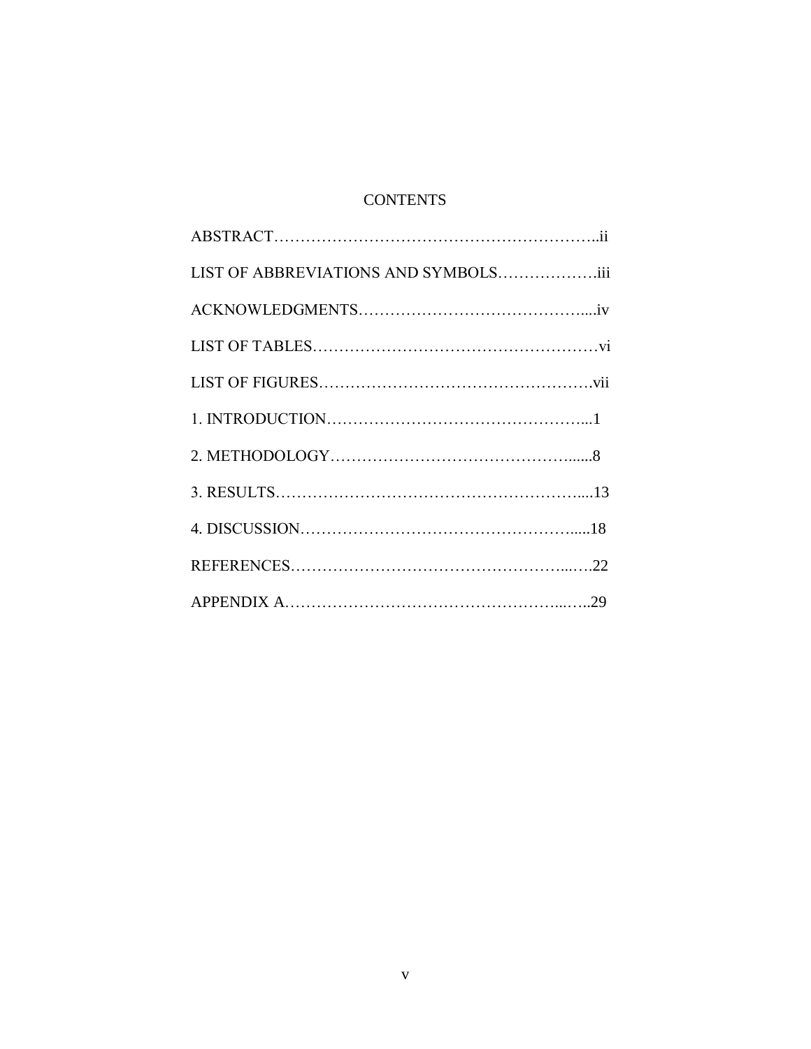# CONTENTS

ABSTRACT……………………………………………………..ii

LIST OF ABBREVIATIONS AND SYMBOLS……………….iii

ACKNOWLEDGMENTS……………………………………....iv

LIST OF TABLES………………………………………………vi

LIST OF FIGURES…………………………………………….vii

1. INTRODUCTION…………………………………………...1

2. METHODOLOGY……………………………………….......8

3. RESULTS………………………………………………….....13

4. DISCUSSION……………………………………………......18

REFERENCES……………………………………………...….22

APPENDIX A……………………………………………...…..29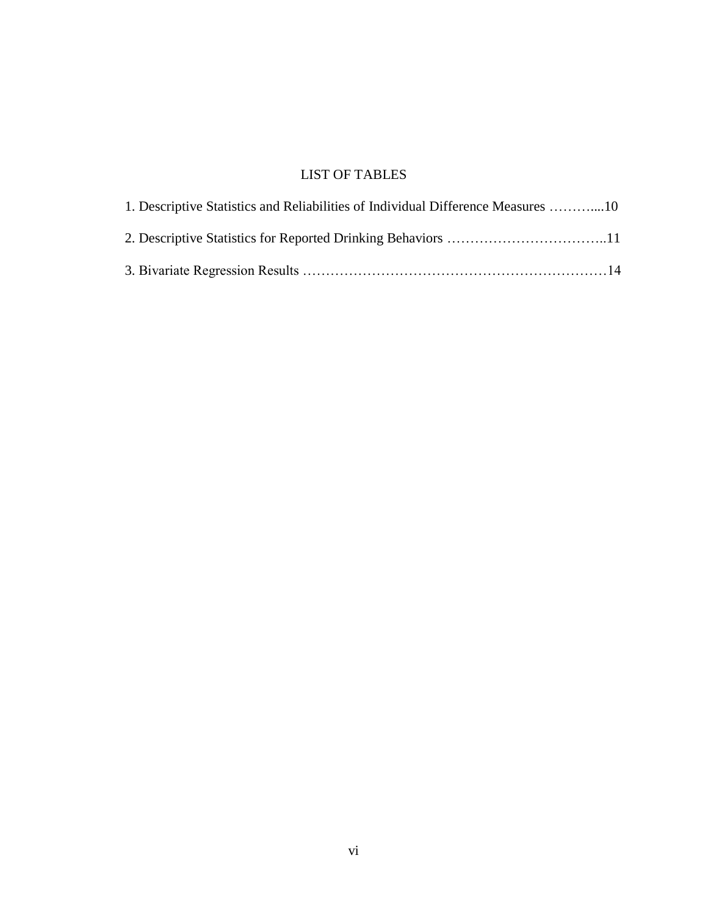# LIST OF TABLES

1. Descriptive Statistics and Reliabilities of Individual Difference Measures ………....10

2. Descriptive Statistics for Reported Drinking Behaviors ……………………………..11

3. Bivariate Regression Results …………………………………………………………14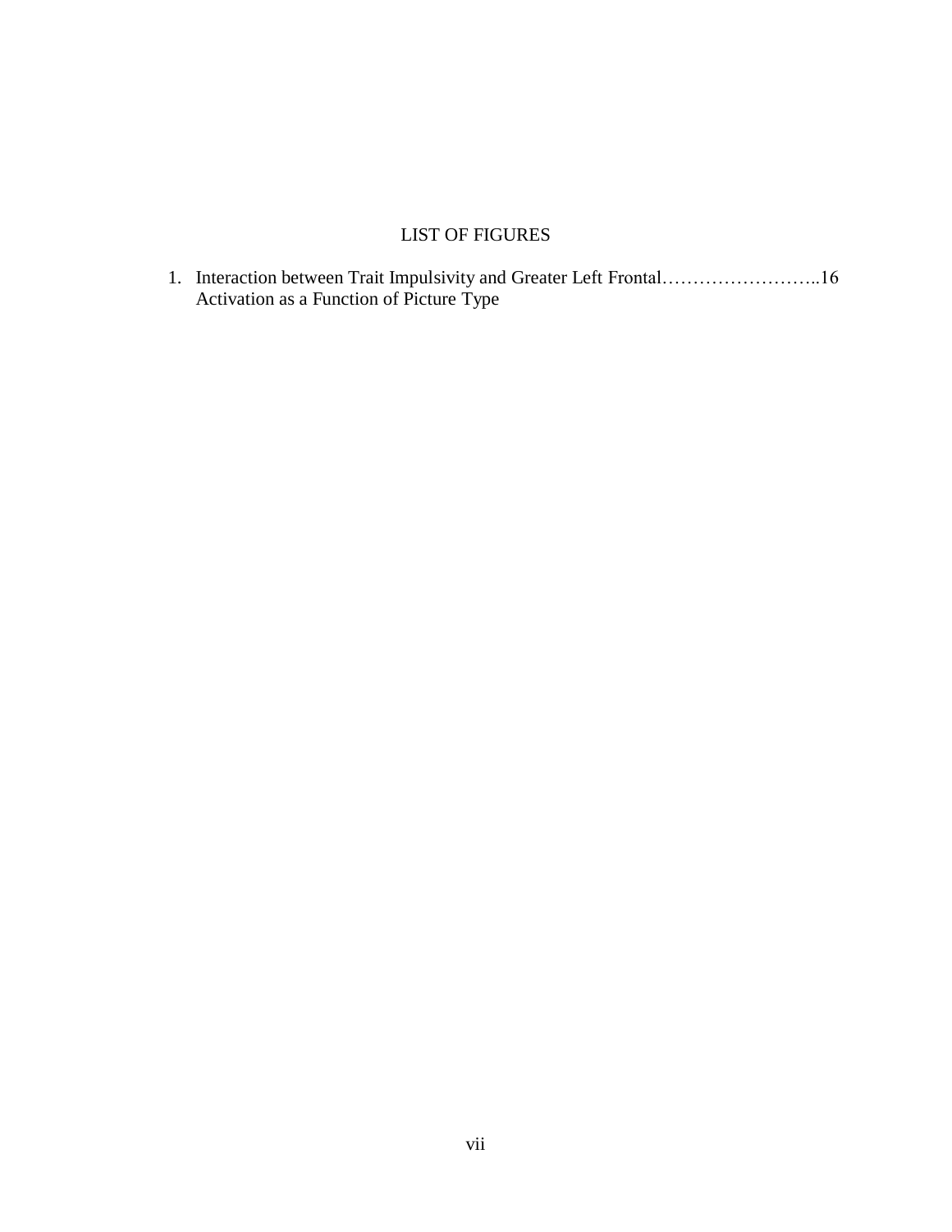# LIST OF FIGURES

1. Interaction between Trait Impulsivity and Greater Left Frontal……………………..16
   Activation as a Function of Picture Type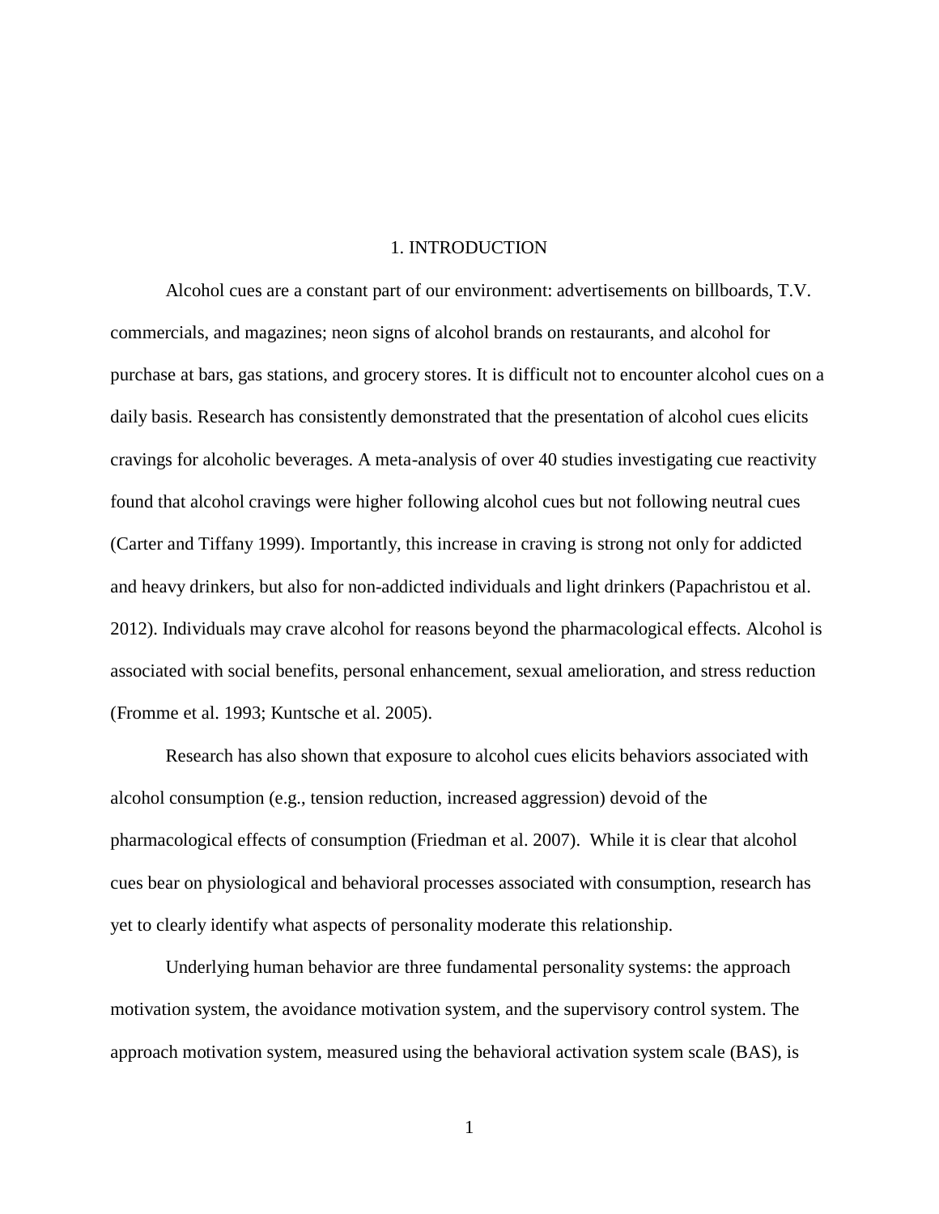# 1. INTRODUCTION

Alcohol cues are a constant part of our environment: advertisements on billboards, T.V. commercials, and magazines; neon signs of alcohol brands on restaurants, and alcohol for purchase at bars, gas stations, and grocery stores. It is difficult not to encounter alcohol cues on a daily basis. Research has consistently demonstrated that the presentation of alcohol cues elicits cravings for alcoholic beverages. A meta-analysis of over 40 studies investigating cue reactivity found that alcohol cravings were higher following alcohol cues but not following neutral cues (Carter and Tiffany 1999). Importantly, this increase in craving is strong not only for addicted and heavy drinkers, but also for non-addicted individuals and light drinkers (Papachristou et al. 2012). Individuals may crave alcohol for reasons beyond the pharmacological effects. Alcohol is associated with social benefits, personal enhancement, sexual amelioration, and stress reduction (Fromme et al. 1993; Kuntsche et al. 2005).

Research has also shown that exposure to alcohol cues elicits behaviors associated with alcohol consumption (e.g., tension reduction, increased aggression) devoid of the pharmacological effects of consumption (Friedman et al. 2007). While it is clear that alcohol cues bear on physiological and behavioral processes associated with consumption, research has yet to clearly identify what aspects of personality moderate this relationship.

Underlying human behavior are three fundamental personality systems: the approach motivation system, the avoidance motivation system, and the supervisory control system. The approach motivation system, measured using the behavioral activation system scale (BAS), is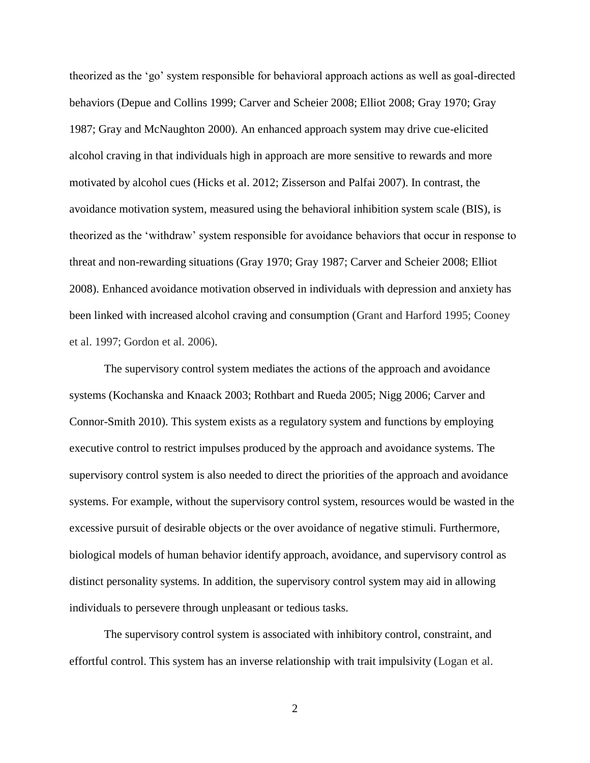theorized as the 'go' system responsible for behavioral approach actions as well as goal-directed behaviors (Depue and Collins 1999; Carver and Scheier 2008; Elliot 2008; Gray 1970; Gray 1987; Gray and McNaughton 2000). An enhanced approach system may drive cue-elicited alcohol craving in that individuals high in approach are more sensitive to rewards and more motivated by alcohol cues (Hicks et al. 2012; Zisserson and Palfai 2007). In contrast, the avoidance motivation system, measured using the behavioral inhibition system scale (BIS), is theorized as the 'withdraw' system responsible for avoidance behaviors that occur in response to threat and non-rewarding situations (Gray 1970; Gray 1987; Carver and Scheier 2008; Elliot 2008). Enhanced avoidance motivation observed in individuals with depression and anxiety has been linked with increased alcohol craving and consumption (Grant and Harford 1995; Cooney et al. 1997; Gordon et al. 2006).

The supervisory control system mediates the actions of the approach and avoidance systems (Kochanska and Knaack 2003; Rothbart and Rueda 2005; Nigg 2006; Carver and Connor-Smith 2010). This system exists as a regulatory system and functions by employing executive control to restrict impulses produced by the approach and avoidance systems. The supervisory control system is also needed to direct the priorities of the approach and avoidance systems. For example, without the supervisory control system, resources would be wasted in the excessive pursuit of desirable objects or the over avoidance of negative stimuli. Furthermore, biological models of human behavior identify approach, avoidance, and supervisory control as distinct personality systems. In addition, the supervisory control system may aid in allowing individuals to persevere through unpleasant or tedious tasks.

The supervisory control system is associated with inhibitory control, constraint, and effortful control. This system has an inverse relationship with trait impulsivity (Logan et al.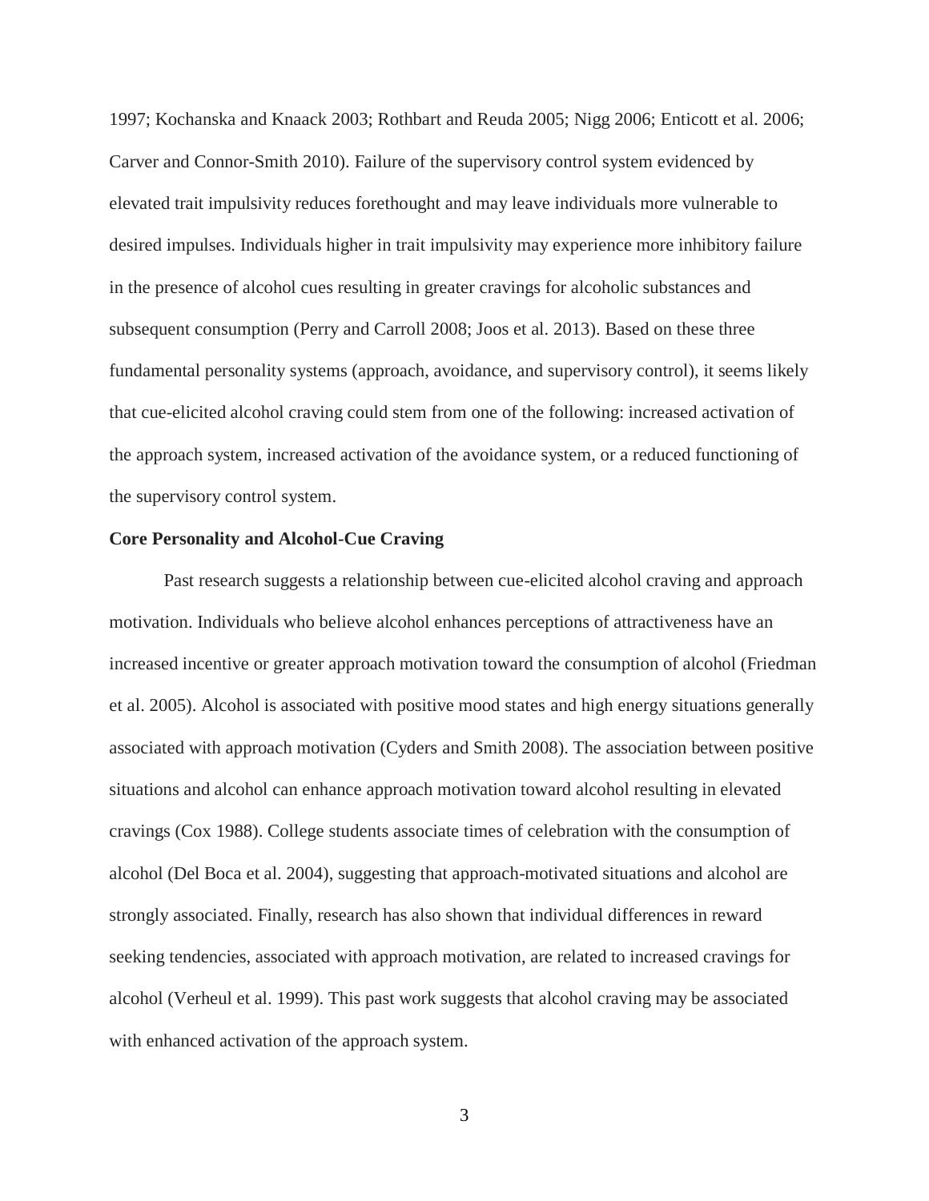1997; Kochanska and Knaack 2003; Rothbart and Reuda 2005; Nigg 2006; Enticott et al. 2006; Carver and Connor-Smith 2010). Failure of the supervisory control system evidenced by elevated trait impulsivity reduces forethought and may leave individuals more vulnerable to desired impulses. Individuals higher in trait impulsivity may experience more inhibitory failure in the presence of alcohol cues resulting in greater cravings for alcoholic substances and subsequent consumption (Perry and Carroll 2008; Joos et al. 2013). Based on these three fundamental personality systems (approach, avoidance, and supervisory control), it seems likely that cue-elicited alcohol craving could stem from one of the following: increased activation of the approach system, increased activation of the avoidance system, or a reduced functioning of the supervisory control system.

**Core Personality and Alcohol-Cue Craving**

Past research suggests a relationship between cue-elicited alcohol craving and approach motivation. Individuals who believe alcohol enhances perceptions of attractiveness have an increased incentive or greater approach motivation toward the consumption of alcohol (Friedman et al. 2005). Alcohol is associated with positive mood states and high energy situations generally associated with approach motivation (Cyders and Smith 2008). The association between positive situations and alcohol can enhance approach motivation toward alcohol resulting in elevated cravings (Cox 1988). College students associate times of celebration with the consumption of alcohol (Del Boca et al. 2004), suggesting that approach-motivated situations and alcohol are strongly associated. Finally, research has also shown that individual differences in reward seeking tendencies, associated with approach motivation, are related to increased cravings for alcohol (Verheul et al. 1999). This past work suggests that alcohol craving may be associated with enhanced activation of the approach system.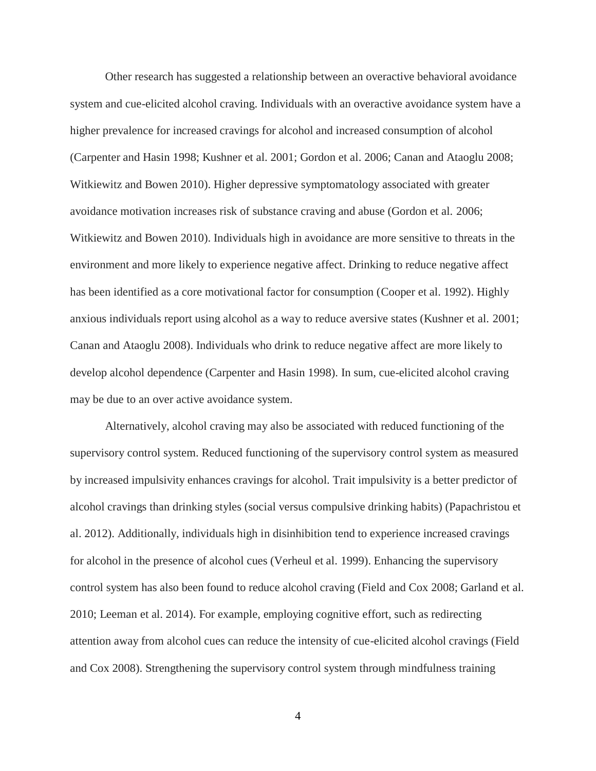Other research has suggested a relationship between an overactive behavioral avoidance system and cue-elicited alcohol craving. Individuals with an overactive avoidance system have a higher prevalence for increased cravings for alcohol and increased consumption of alcohol (Carpenter and Hasin 1998; Kushner et al. 2001; Gordon et al. 2006; Canan and Ataoglu 2008; Witkiewitz and Bowen 2010). Higher depressive symptomatology associated with greater avoidance motivation increases risk of substance craving and abuse (Gordon et al. 2006; Witkiewitz and Bowen 2010). Individuals high in avoidance are more sensitive to threats in the environment and more likely to experience negative affect. Drinking to reduce negative affect has been identified as a core motivational factor for consumption (Cooper et al. 1992). Highly anxious individuals report using alcohol as a way to reduce aversive states (Kushner et al. 2001; Canan and Ataoglu 2008). Individuals who drink to reduce negative affect are more likely to develop alcohol dependence (Carpenter and Hasin 1998). In sum, cue-elicited alcohol craving may be due to an over active avoidance system.

Alternatively, alcohol craving may also be associated with reduced functioning of the supervisory control system. Reduced functioning of the supervisory control system as measured by increased impulsivity enhances cravings for alcohol. Trait impulsivity is a better predictor of alcohol cravings than drinking styles (social versus compulsive drinking habits) (Papachristou et al. 2012). Additionally, individuals high in disinhibition tend to experience increased cravings for alcohol in the presence of alcohol cues (Verheul et al. 1999). Enhancing the supervisory control system has also been found to reduce alcohol craving (Field and Cox 2008; Garland et al. 2010; Leeman et al. 2014). For example, employing cognitive effort, such as redirecting attention away from alcohol cues can reduce the intensity of cue-elicited alcohol cravings (Field and Cox 2008). Strengthening the supervisory control system through mindfulness training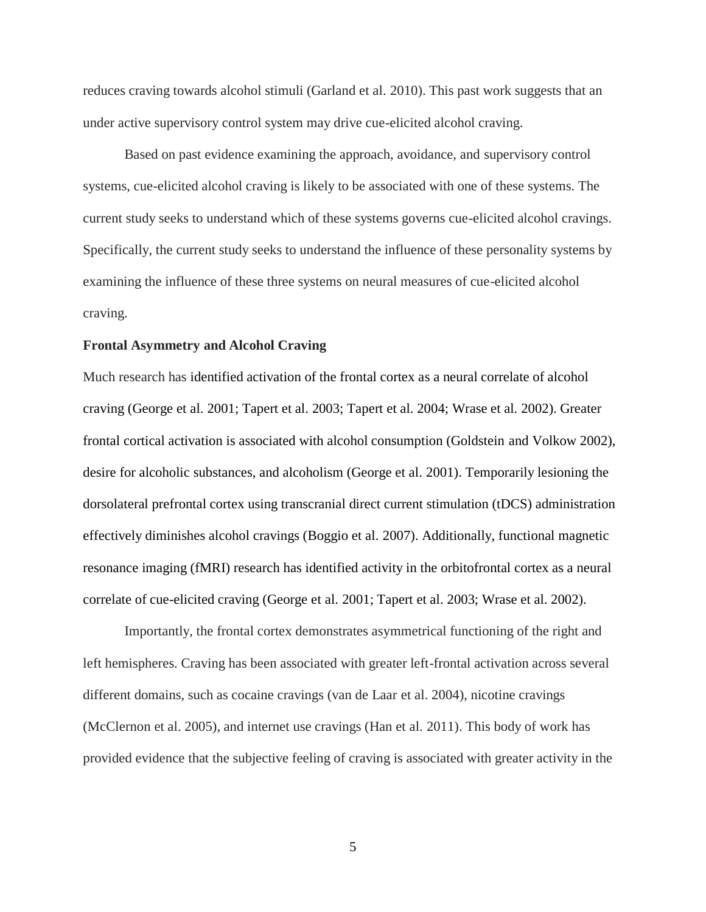reduces craving towards alcohol stimuli (Garland et al. 2010). This past work suggests that an under active supervisory control system may drive cue-elicited alcohol craving.

Based on past evidence examining the approach, avoidance, and supervisory control systems, cue-elicited alcohol craving is likely to be associated with one of these systems. The current study seeks to understand which of these systems governs cue-elicited alcohol cravings. Specifically, the current study seeks to understand the influence of these personality systems by examining the influence of these three systems on neural measures of cue-elicited alcohol craving.

### Frontal Asymmetry and Alcohol Craving

Much research has identified activation of the frontal cortex as a neural correlate of alcohol craving (George et al. 2001; Tapert et al. 2003; Tapert et al. 2004; Wrase et al. 2002). Greater frontal cortical activation is associated with alcohol consumption (Goldstein and Volkow 2002), desire for alcoholic substances, and alcoholism (George et al. 2001). Temporarily lesioning the dorsolateral prefrontal cortex using transcranial direct current stimulation (tDCS) administration effectively diminishes alcohol cravings (Boggio et al. 2007). Additionally, functional magnetic resonance imaging (fMRI) research has identified activity in the orbitofrontal cortex as a neural correlate of cue-elicited craving (George et al. 2001; Tapert et al. 2003; Wrase et al. 2002).

Importantly, the frontal cortex demonstrates asymmetrical functioning of the right and left hemispheres. Craving has been associated with greater left-frontal activation across several different domains, such as cocaine cravings (van de Laar et al. 2004), nicotine cravings (McClernon et al. 2005), and internet use cravings (Han et al. 2011). This body of work has provided evidence that the subjective feeling of craving is associated with greater activity in the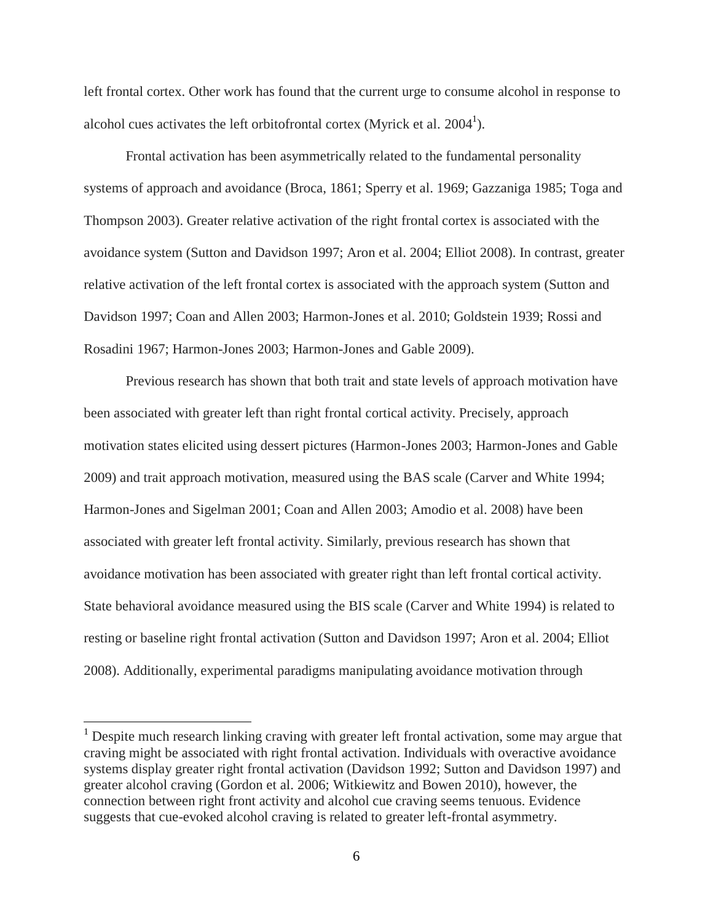left frontal cortex. Other work has found that the current urge to consume alcohol in response to alcohol cues activates the left orbitofrontal cortex (Myrick et al. 2004[1]).

Frontal activation has been asymmetrically related to the fundamental personality systems of approach and avoidance (Broca, 1861; Sperry et al. 1969; Gazzaniga 1985; Toga and Thompson 2003). Greater relative activation of the right frontal cortex is associated with the avoidance system (Sutton and Davidson 1997; Aron et al. 2004; Elliot 2008). In contrast, greater relative activation of the left frontal cortex is associated with the approach system (Sutton and Davidson 1997; Coan and Allen 2003; Harmon-Jones et al. 2010; Goldstein 1939; Rossi and Rosadini 1967; Harmon-Jones 2003; Harmon-Jones and Gable 2009).

Previous research has shown that both trait and state levels of approach motivation have been associated with greater left than right frontal cortical activity. Precisely, approach motivation states elicited using dessert pictures (Harmon-Jones 2003; Harmon-Jones and Gable 2009) and trait approach motivation, measured using the BAS scale (Carver and White 1994; Harmon-Jones and Sigelman 2001; Coan and Allen 2003; Amodio et al. 2008) have been associated with greater left frontal activity. Similarly, previous research has shown that avoidance motivation has been associated with greater right than left frontal cortical activity. State behavioral avoidance measured using the BIS scale (Carver and White 1994) is related to resting or baseline right frontal activation (Sutton and Davidson 1997; Aron et al. 2004; Elliot 2008). Additionally, experimental paradigms manipulating avoidance motivation through

---

[1] Despite much research linking craving with greater left frontal activation, some may argue that craving might be associated with right frontal activation. Individuals with overactive avoidance systems display greater right frontal activation (Davidson 1992; Sutton and Davidson 1997) and greater alcohol craving (Gordon et al. 2006; Witkiewitz and Bowen 2010), however, the connection between right front activity and alcohol cue craving seems tenuous. Evidence suggests that cue-evoked alcohol craving is related to greater left-frontal asymmetry.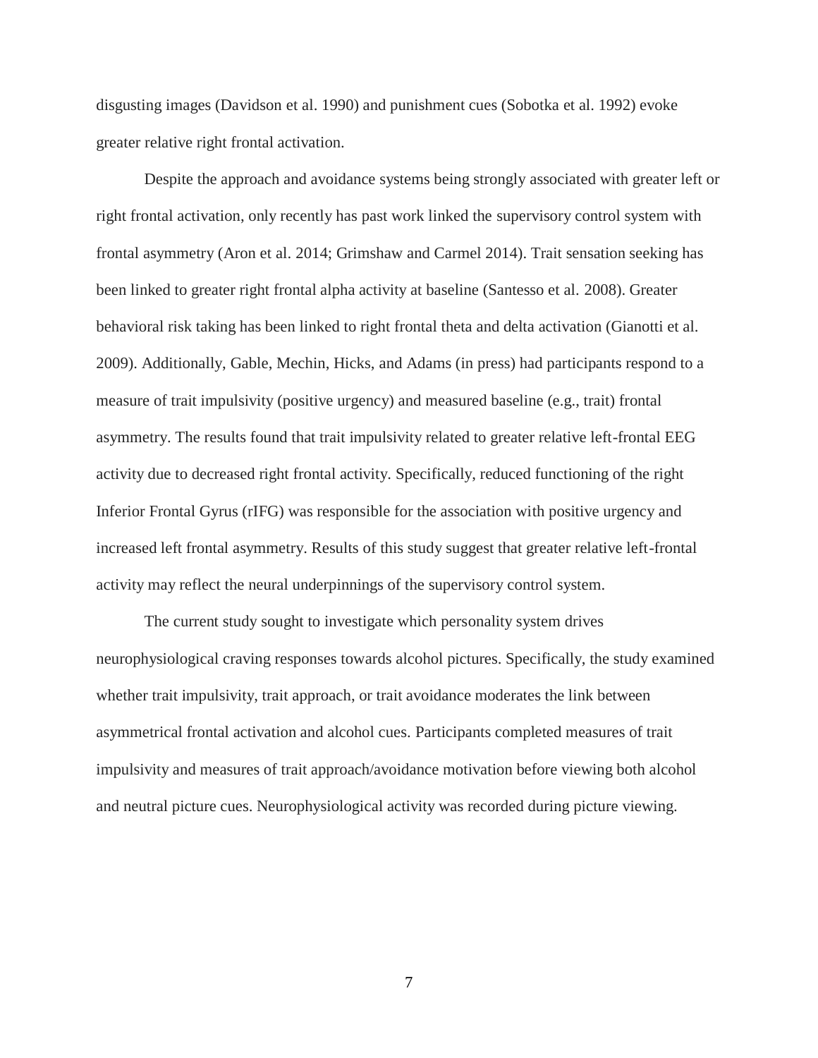disgusting images (Davidson et al. 1990) and punishment cues (Sobotka et al. 1992) evoke greater relative right frontal activation.

Despite the approach and avoidance systems being strongly associated with greater left or right frontal activation, only recently has past work linked the supervisory control system with frontal asymmetry (Aron et al. 2014; Grimshaw and Carmel 2014). Trait sensation seeking has been linked to greater right frontal alpha activity at baseline (Santesso et al. 2008). Greater behavioral risk taking has been linked to right frontal theta and delta activation (Gianotti et al. 2009). Additionally, Gable, Mechin, Hicks, and Adams (in press) had participants respond to a measure of trait impulsivity (positive urgency) and measured baseline (e.g., trait) frontal asymmetry. The results found that trait impulsivity related to greater relative left-frontal EEG activity due to decreased right frontal activity. Specifically, reduced functioning of the right Inferior Frontal Gyrus (rIFG) was responsible for the association with positive urgency and increased left frontal asymmetry. Results of this study suggest that greater relative left-frontal activity may reflect the neural underpinnings of the supervisory control system.

The current study sought to investigate which personality system drives neurophysiological craving responses towards alcohol pictures. Specifically, the study examined whether trait impulsivity, trait approach, or trait avoidance moderates the link between asymmetrical frontal activation and alcohol cues. Participants completed measures of trait impulsivity and measures of trait approach/avoidance motivation before viewing both alcohol and neutral picture cues. Neurophysiological activity was recorded during picture viewing.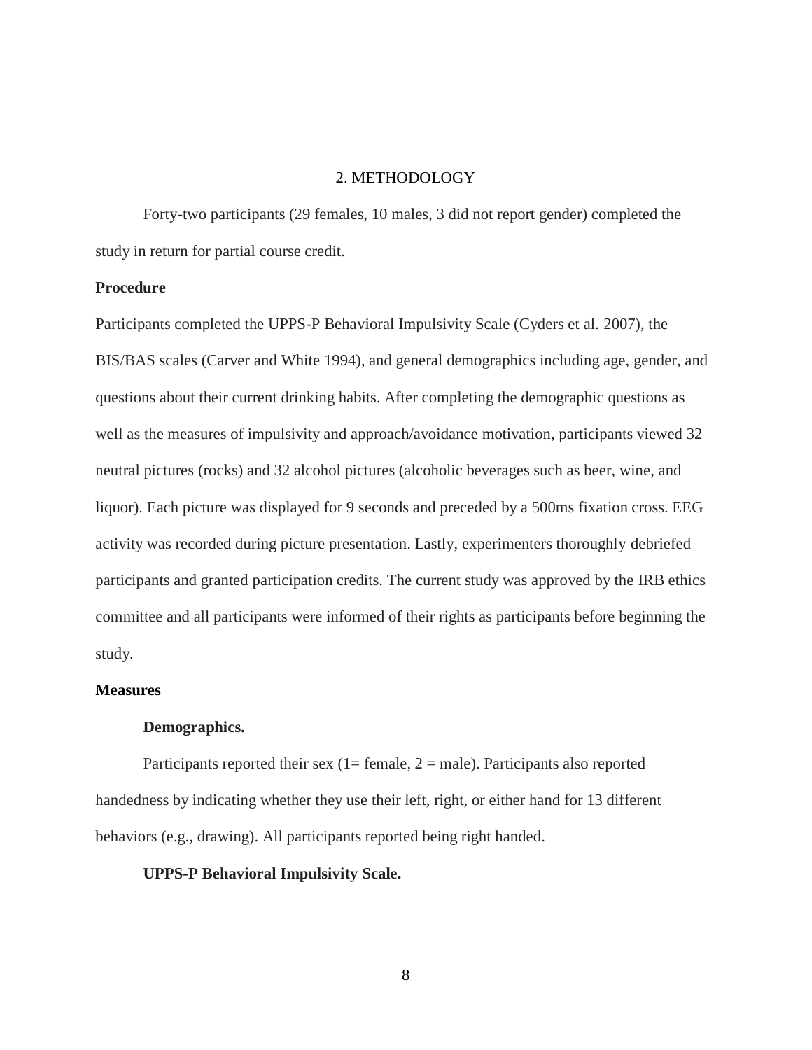# 2. METHODOLOGY

Forty-two participants (29 females, 10 males, 3 did not report gender) completed the study in return for partial course credit.

## Procedure

Participants completed the UPPS-P Behavioral Impulsivity Scale (Cyders et al. 2007), the BIS/BAS scales (Carver and White 1994), and general demographics including age, gender, and questions about their current drinking habits. After completing the demographic questions as well as the measures of impulsivity and approach/avoidance motivation, participants viewed 32 neutral pictures (rocks) and 32 alcohol pictures (alcoholic beverages such as beer, wine, and liquor). Each picture was displayed for 9 seconds and preceded by a 500ms fixation cross. EEG activity was recorded during picture presentation. Lastly, experimenters thoroughly debriefed participants and granted participation credits. The current study was approved by the IRB ethics committee and all participants were informed of their rights as participants before beginning the study.

## Measures

### Demographics.

Participants reported their sex (1= female, 2 = male). Participants also reported handedness by indicating whether they use their left, right, or either hand for 13 different behaviors (e.g., drawing). All participants reported being right handed.

### UPPS-P Behavioral Impulsivity Scale.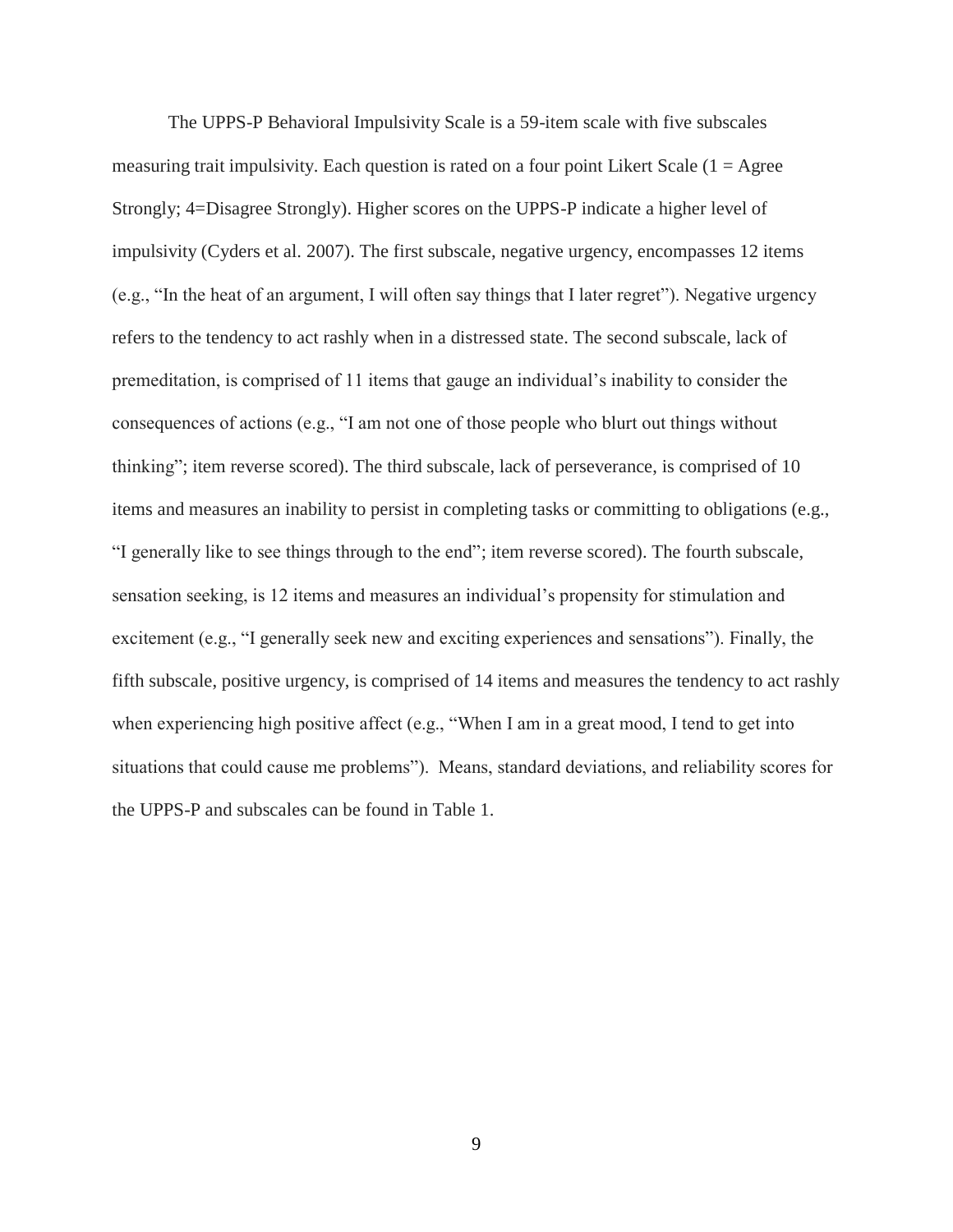The UPPS-P Behavioral Impulsivity Scale is a 59-item scale with five subscales measuring trait impulsivity. Each question is rated on a four point Likert Scale (1 = Agree Strongly; 4=Disagree Strongly). Higher scores on the UPPS-P indicate a higher level of impulsivity (Cyders et al. 2007). The first subscale, negative urgency, encompasses 12 items (e.g., "In the heat of an argument, I will often say things that I later regret"). Negative urgency refers to the tendency to act rashly when in a distressed state. The second subscale, lack of premeditation, is comprised of 11 items that gauge an individual's inability to consider the consequences of actions (e.g., "I am not one of those people who blurt out things without thinking"; item reverse scored). The third subscale, lack of perseverance, is comprised of 10 items and measures an inability to persist in completing tasks or committing to obligations (e.g., "I generally like to see things through to the end"; item reverse scored). The fourth subscale, sensation seeking, is 12 items and measures an individual's propensity for stimulation and excitement (e.g., "I generally seek new and exciting experiences and sensations"). Finally, the fifth subscale, positive urgency, is comprised of 14 items and measures the tendency to act rashly when experiencing high positive affect (e.g., "When I am in a great mood, I tend to get into situations that could cause me problems"). Means, standard deviations, and reliability scores for the UPPS-P and subscales can be found in Table 1.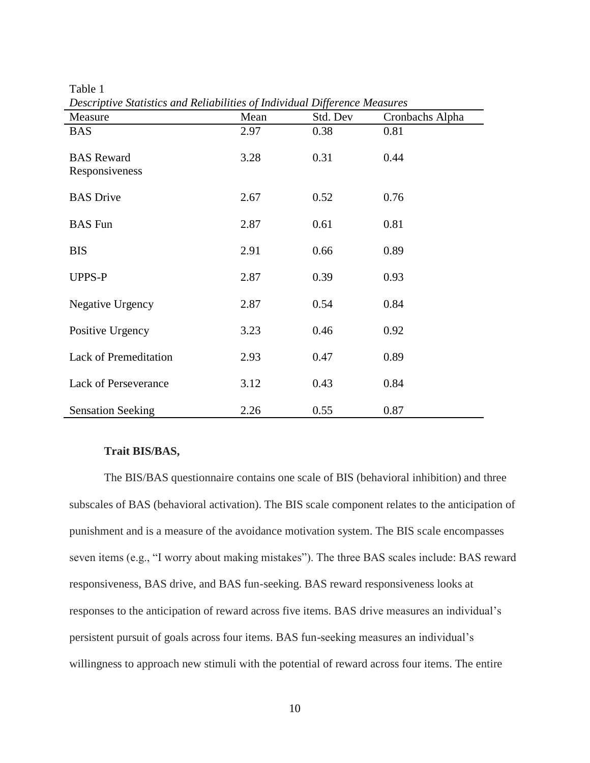Table 1

*Descriptive Statistics and Reliabilities of Individual Difference Measures*

| Measure | Mean | Std. Dev | Cronbachs Alpha |
|---|---|---|---|
| BAS | 2.97 | 0.38 | 0.81 |
| BAS Reward Responsiveness | 3.28 | 0.31 | 0.44 |
| BAS Drive | 2.67 | 0.52 | 0.76 |
| BAS Fun | 2.87 | 0.61 | 0.81 |
| BIS | 2.91 | 0.66 | 0.89 |
| UPPS-P | 2.87 | 0.39 | 0.93 |
| Negative Urgency | 2.87 | 0.54 | 0.84 |
| Positive Urgency | 3.23 | 0.46 | 0.92 |
| Lack of Premeditation | 2.93 | 0.47 | 0.89 |
| Lack of Perseverance | 3.12 | 0.43 | 0.84 |
| Sensation Seeking | 2.26 | 0.55 | 0.87 |

**Trait BIS/BAS,**

The BIS/BAS questionnaire contains one scale of BIS (behavioral inhibition) and three subscales of BAS (behavioral activation). The BIS scale component relates to the anticipation of punishment and is a measure of the avoidance motivation system. The BIS scale encompasses seven items (e.g., "I worry about making mistakes"). The three BAS scales include: BAS reward responsiveness, BAS drive, and BAS fun-seeking. BAS reward responsiveness looks at responses to the anticipation of reward across five items. BAS drive measures an individual's persistent pursuit of goals across four items. BAS fun-seeking measures an individual's willingness to approach new stimuli with the potential of reward across four items. The entire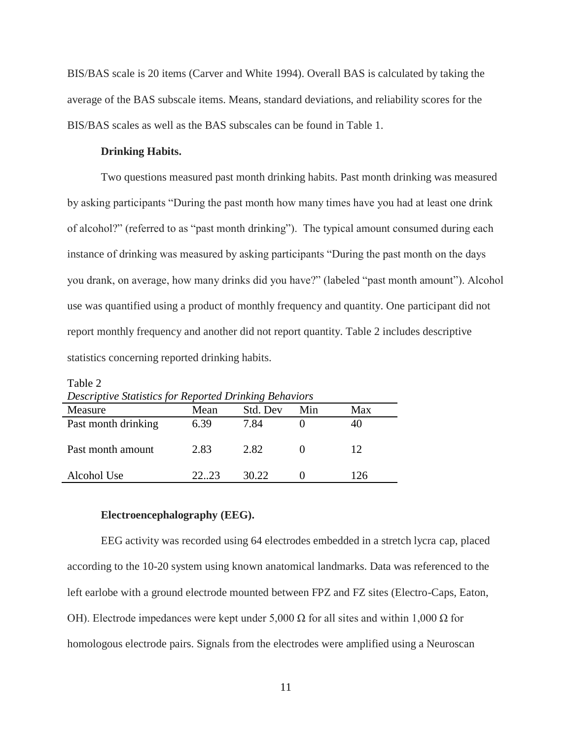BIS/BAS scale is 20 items (Carver and White 1994). Overall BAS is calculated by taking the average of the BAS subscale items. Means, standard deviations, and reliability scores for the BIS/BAS scales as well as the BAS subscales can be found in Table 1.

**Drinking Habits.**

Two questions measured past month drinking habits. Past month drinking was measured by asking participants "During the past month how many times have you had at least one drink of alcohol?" (referred to as "past month drinking"). The typical amount consumed during each instance of drinking was measured by asking participants "During the past month on the days you drank, on average, how many drinks did you have?" (labeled "past month amount"). Alcohol use was quantified using a product of monthly frequency and quantity. One participant did not report monthly frequency and another did not report quantity. Table 2 includes descriptive statistics concerning reported drinking habits.

Table 2
*Descriptive Statistics for Reported Drinking Behaviors*

| Measure | Mean | Std. Dev | Min | Max |
|---|---|---|---|---|
| Past month drinking | 6.39 | 7.84 | 0 | 40 |
| Past month amount | 2.83 | 2.82 | 0 | 12 |
| Alcohol Use | 22..23 | 30.22 | 0 | 126 |

**Electroencephalography (EEG).**

EEG activity was recorded using 64 electrodes embedded in a stretch lycra cap, placed according to the 10-20 system using known anatomical landmarks. Data was referenced to the left earlobe with a ground electrode mounted between FPZ and FZ sites (Electro-Caps, Eaton, OH). Electrode impedances were kept under 5,000 Ω for all sites and within 1,000 Ω for homologous electrode pairs. Signals from the electrodes were amplified using a Neuroscan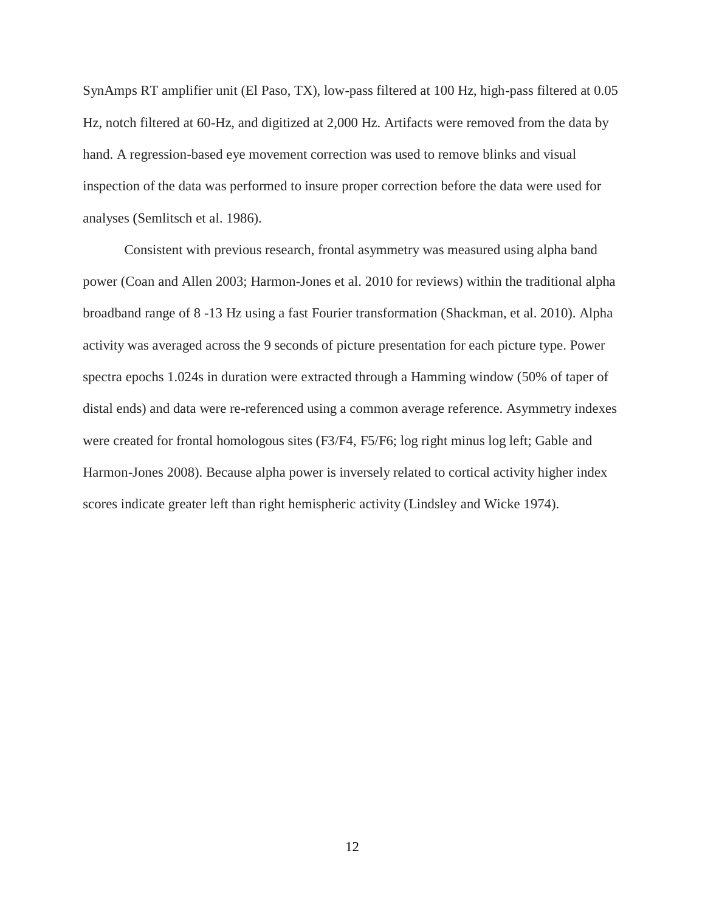SynAmps RT amplifier unit (El Paso, TX), low-pass filtered at 100 Hz, high-pass filtered at 0.05 Hz, notch filtered at 60-Hz, and digitized at 2,000 Hz. Artifacts were removed from the data by hand. A regression-based eye movement correction was used to remove blinks and visual inspection of the data was performed to insure proper correction before the data were used for analyses (Semlitsch et al. 1986).

Consistent with previous research, frontal asymmetry was measured using alpha band power (Coan and Allen 2003; Harmon-Jones et al. 2010 for reviews) within the traditional alpha broadband range of 8 -13 Hz using a fast Fourier transformation (Shackman, et al. 2010). Alpha activity was averaged across the 9 seconds of picture presentation for each picture type. Power spectra epochs 1.024s in duration were extracted through a Hamming window (50% of taper of distal ends) and data were re-referenced using a common average reference. Asymmetry indexes were created for frontal homologous sites (F3/F4, F5/F6; log right minus log left; Gable and Harmon-Jones 2008). Because alpha power is inversely related to cortical activity higher index scores indicate greater left than right hemispheric activity (Lindsley and Wicke 1974).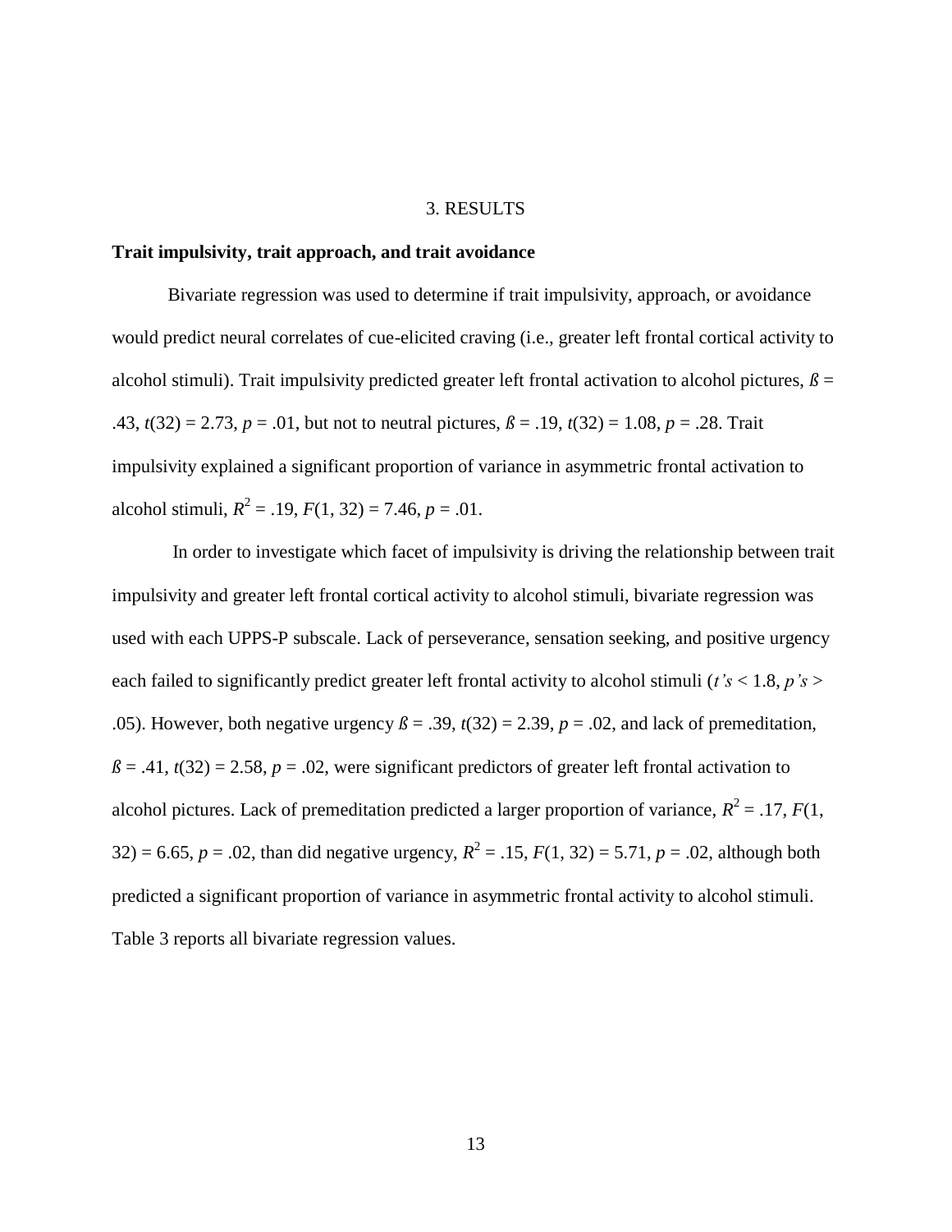# 3. RESULTS

**Trait impulsivity, trait approach, and trait avoidance**

Bivariate regression was used to determine if trait impulsivity, approach, or avoidance would predict neural correlates of cue-elicited craving (i.e., greater left frontal cortical activity to alcohol stimuli). Trait impulsivity predicted greater left frontal activation to alcohol pictures, $ß$ = .43, $t(32) = 2.73$, $p = .01$, but not to neutral pictures, $ß$ = .19, $t(32) = 1.08$, $p = .28$. Trait impulsivity explained a significant proportion of variance in asymmetric frontal activation to alcohol stimuli, $R^2 = .19$, $F(1, 32) = 7.46$, $p = .01$.

In order to investigate which facet of impulsivity is driving the relationship between trait impulsivity and greater left frontal cortical activity to alcohol stimuli, bivariate regression was used with each UPPS-P subscale. Lack of perseverance, sensation seeking, and positive urgency each failed to significantly predict greater left frontal activity to alcohol stimuli (*t's* < 1.8, *p's* > .05). However, both negative urgency $ß$ = .39, $t(32) = 2.39$, $p = .02$, and lack of premeditation, $ß$ = .41, $t(32) = 2.58$, $p = .02$, were significant predictors of greater left frontal activation to alcohol pictures. Lack of premeditation predicted a larger proportion of variance, $R^2 = .17$, $F(1, 32) = 6.65$, $p = .02$, than did negative urgency, $R^2 = .15$, $F(1, 32) = 5.71$, $p = .02$, although both predicted a significant proportion of variance in asymmetric frontal activity to alcohol stimuli. Table 3 reports all bivariate regression values.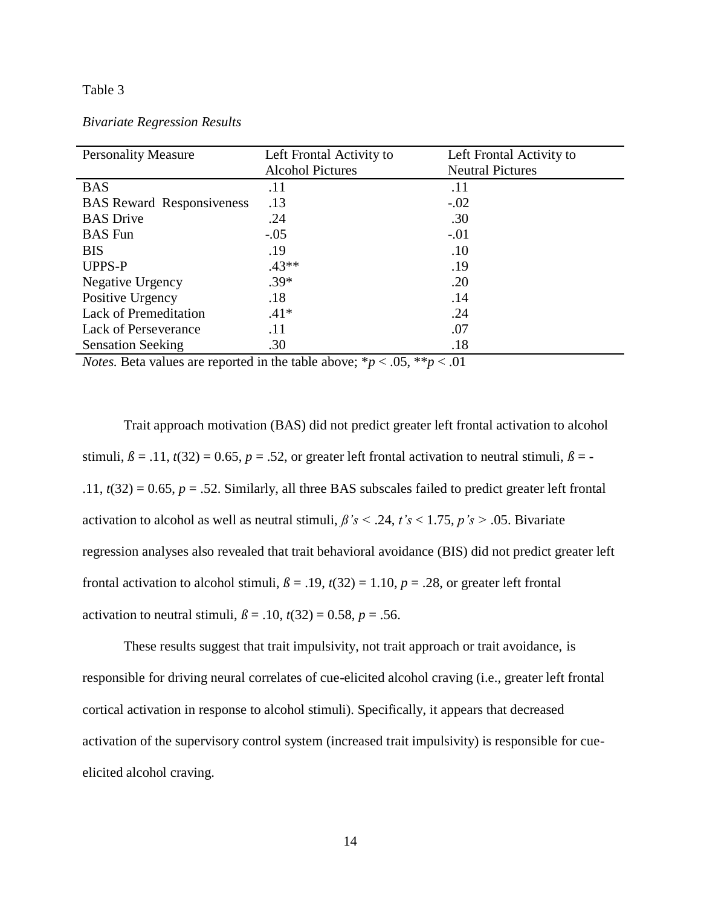Table 3

*Bivariate Regression Results*

| Personality Measure | Left Frontal Activity to Alcohol Pictures | Left Frontal Activity to Neutral Pictures |
|---|---|---|
| BAS | .11 | .11 |
| BAS Reward Responsiveness | .13 | -.02 |
| BAS Drive | .24 | .30 |
| BAS Fun | -.05 | -.01 |
| BIS | .19 | .10 |
| UPPS-P | .43** | .19 |
| Negative Urgency | .39* | .20 |
| Positive Urgency | .18 | .14 |
| Lack of Premeditation | .41* | .24 |
| Lack of Perseverance | .11 | .07 |
| Sensation Seeking | .30 | .18 |

*Notes.* Beta values are reported in the table above; \*$p < .05$, \*\*$p < .01$

Trait approach motivation (BAS) did not predict greater left frontal activation to alcohol stimuli, $ß = .11$, $t(32) = 0.65$, $p = .52$, or greater left frontal activation to neutral stimuli, $ß = -.11$, $t(32) = 0.65$, $p = .52$. Similarly, all three BAS subscales failed to predict greater left frontal activation to alcohol as well as neutral stimuli, *ß's* < .24, *t's* < 1.75, *p's* > .05. Bivariate regression analyses also revealed that trait behavioral avoidance (BIS) did not predict greater left frontal activation to alcohol stimuli, $ß = .19$, $t(32) = 1.10$, $p = .28$, or greater left frontal activation to neutral stimuli, $ß = .10$, $t(32) = 0.58$, $p = .56$.

These results suggest that trait impulsivity, not trait approach or trait avoidance, is responsible for driving neural correlates of cue-elicited alcohol craving (i.e., greater left frontal cortical activation in response to alcohol stimuli). Specifically, it appears that decreased activation of the supervisory control system (increased trait impulsivity) is responsible for cue-elicited alcohol craving.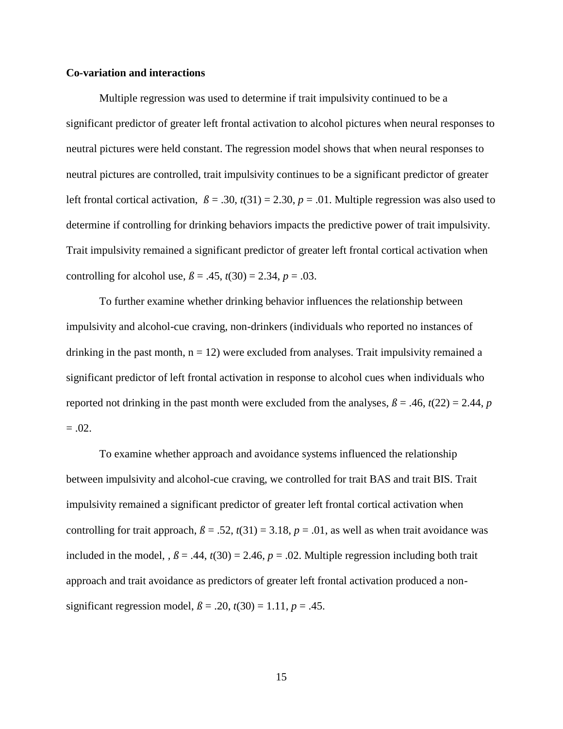**Co-variation and interactions**

Multiple regression was used to determine if trait impulsivity continued to be a significant predictor of greater left frontal activation to alcohol pictures when neural responses to neutral pictures were held constant. The regression model shows that when neural responses to neutral pictures are controlled, trait impulsivity continues to be a significant predictor of greater left frontal cortical activation, $ß = .30$, $t(31) = 2.30$, $p = .01$. Multiple regression was also used to determine if controlling for drinking behaviors impacts the predictive power of trait impulsivity. Trait impulsivity remained a significant predictor of greater left frontal cortical activation when controlling for alcohol use, $ß = .45$, $t(30) = 2.34$, $p = .03$.

To further examine whether drinking behavior influences the relationship between impulsivity and alcohol-cue craving, non-drinkers (individuals who reported no instances of drinking in the past month, $n = 12$) were excluded from analyses. Trait impulsivity remained a significant predictor of left frontal activation in response to alcohol cues when individuals who reported not drinking in the past month were excluded from the analyses, $ß = .46$, $t(22) = 2.44$, $p = .02$.

To examine whether approach and avoidance systems influenced the relationship between impulsivity and alcohol-cue craving, we controlled for trait BAS and trait BIS. Trait impulsivity remained a significant predictor of greater left frontal cortical activation when controlling for trait approach, $ß = .52$, $t(31) = 3.18$, $p = .01$, as well as when trait avoidance was included in the model, , $ß = .44$, $t(30) = 2.46$, $p = .02$. Multiple regression including both trait approach and trait avoidance as predictors of greater left frontal activation produced a non-significant regression model, $ß = .20$, $t(30) = 1.11$, $p = .45$.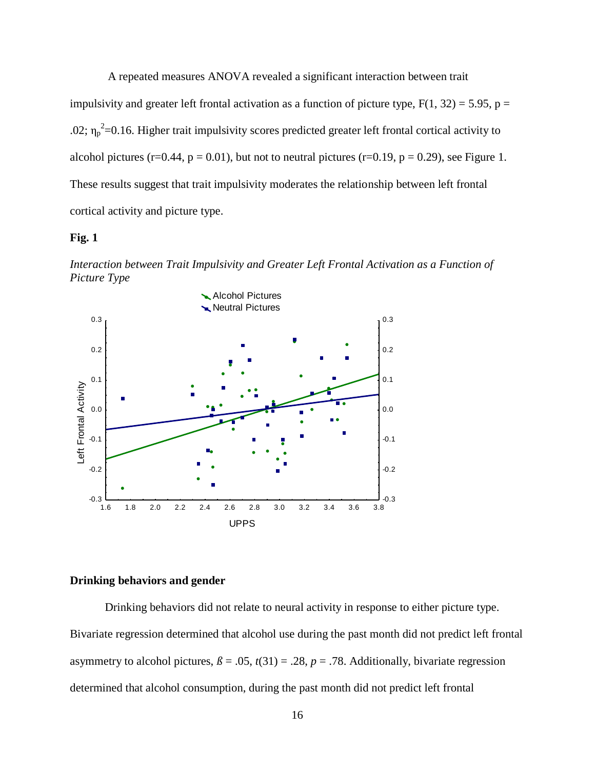A repeated measures ANOVA revealed a significant interaction between trait impulsivity and greater left frontal activation as a function of picture type, $F(1, 32) = 5.95$, $p = .02$; $\eta_p^2=0.16$. Higher trait impulsivity scores predicted greater left frontal cortical activity to alcohol pictures ($r=0.44$, $p = 0.01$), but not to neutral pictures ($r=0.19$, $p = 0.29$), see Figure 1. These results suggest that trait impulsivity moderates the relationship between left frontal cortical activity and picture type.

**Fig. 1**

*Interaction between Trait Impulsivity and Greater Left Frontal Activation as a Function of Picture Type*

**Drinking behaviors and gender**

Drinking behaviors did not relate to neural activity in response to either picture type. Bivariate regression determined that alcohol use during the past month did not predict left frontal asymmetry to alcohol pictures, $ß = .05$, $t(31) = .28$, $p = .78$. Additionally, bivariate regression determined that alcohol consumption, during the past month did not predict left frontal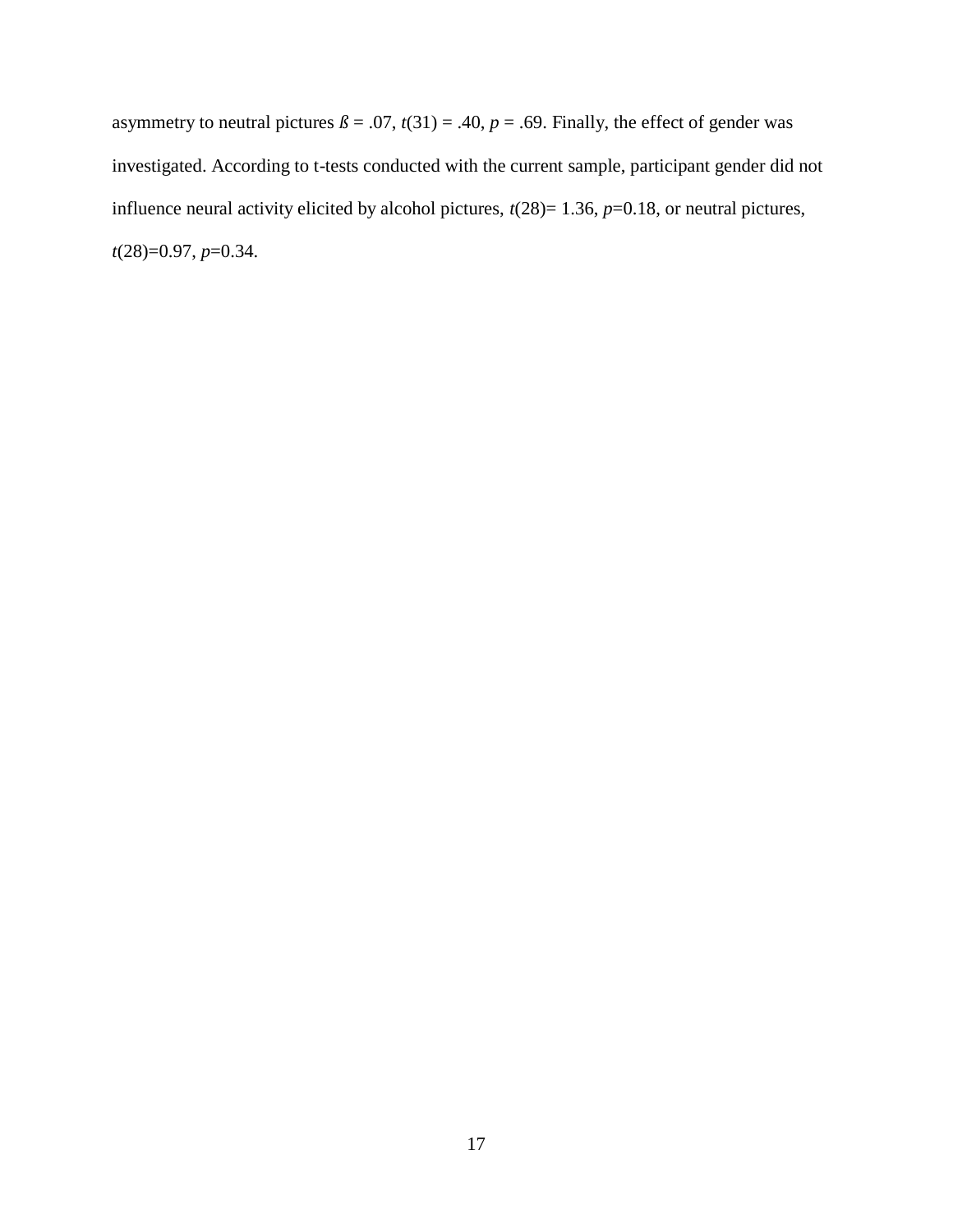asymmetry to neutral pictures $ß = .07$, $t(31) = .40$, $p = .69$. Finally, the effect of gender was investigated. According to t-tests conducted with the current sample, participant gender did not influence neural activity elicited by alcohol pictures, $t(28)= 1.36$, $p=0.18$, or neutral pictures, $t(28)=0.97$, $p=0.34$.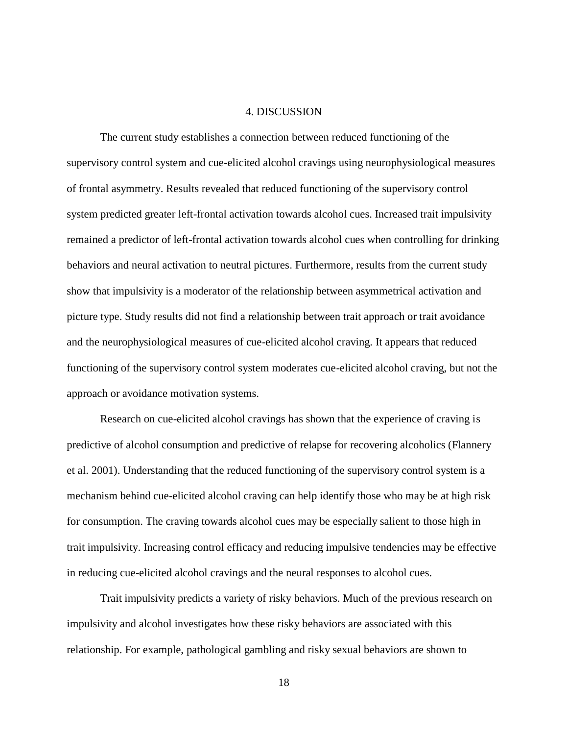# 4. DISCUSSION

The current study establishes a connection between reduced functioning of the supervisory control system and cue-elicited alcohol cravings using neurophysiological measures of frontal asymmetry. Results revealed that reduced functioning of the supervisory control system predicted greater left-frontal activation towards alcohol cues. Increased trait impulsivity remained a predictor of left-frontal activation towards alcohol cues when controlling for drinking behaviors and neural activation to neutral pictures. Furthermore, results from the current study show that impulsivity is a moderator of the relationship between asymmetrical activation and picture type. Study results did not find a relationship between trait approach or trait avoidance and the neurophysiological measures of cue-elicited alcohol craving. It appears that reduced functioning of the supervisory control system moderates cue-elicited alcohol craving, but not the approach or avoidance motivation systems.

Research on cue-elicited alcohol cravings has shown that the experience of craving is predictive of alcohol consumption and predictive of relapse for recovering alcoholics (Flannery et al. 2001). Understanding that the reduced functioning of the supervisory control system is a mechanism behind cue-elicited alcohol craving can help identify those who may be at high risk for consumption. The craving towards alcohol cues may be especially salient to those high in trait impulsivity. Increasing control efficacy and reducing impulsive tendencies may be effective in reducing cue-elicited alcohol cravings and the neural responses to alcohol cues.

Trait impulsivity predicts a variety of risky behaviors. Much of the previous research on impulsivity and alcohol investigates how these risky behaviors are associated with this relationship. For example, pathological gambling and risky sexual behaviors are shown to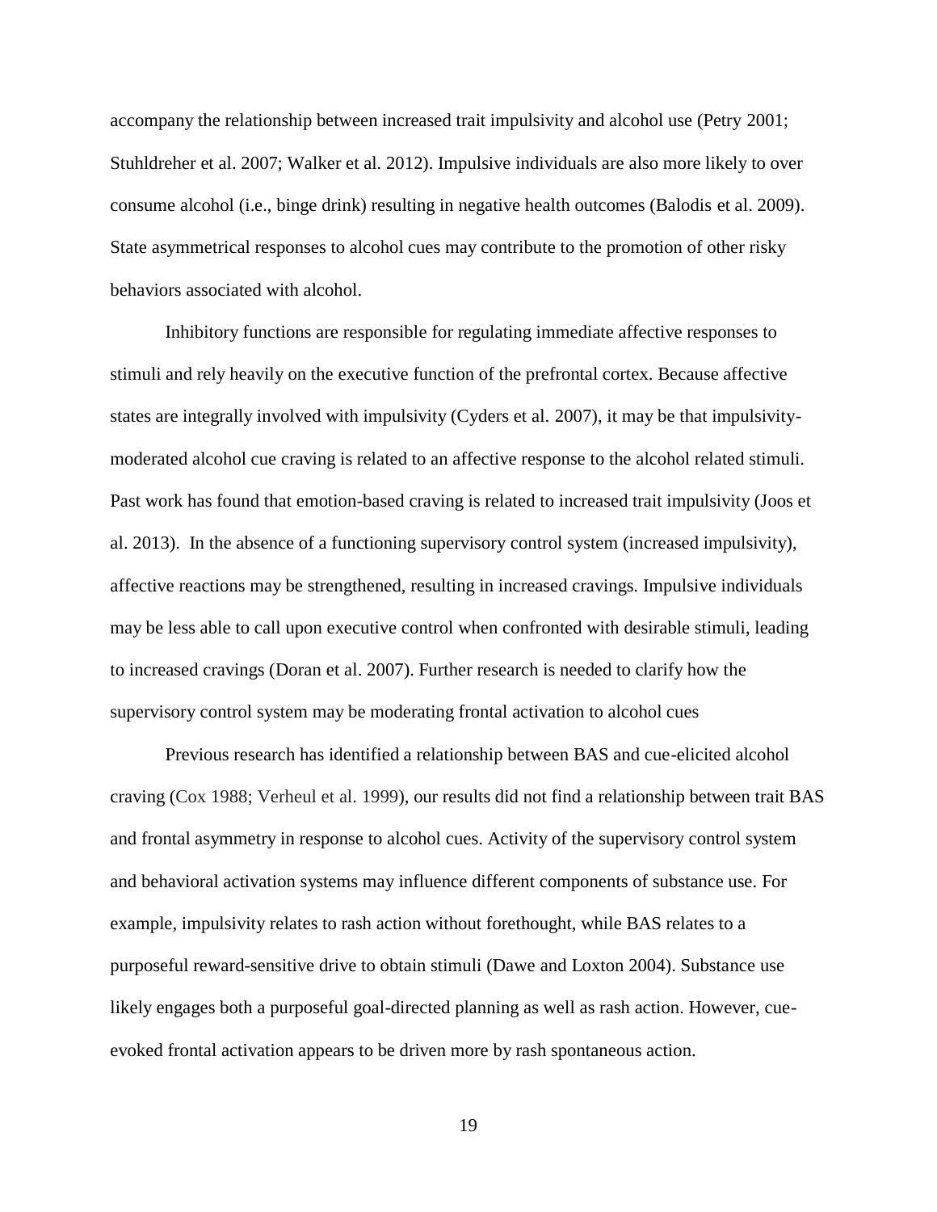accompany the relationship between increased trait impulsivity and alcohol use (Petry 2001; Stuhldreher et al. 2007; Walker et al. 2012). Impulsive individuals are also more likely to over consume alcohol (i.e., binge drink) resulting in negative health outcomes (Balodis et al. 2009). State asymmetrical responses to alcohol cues may contribute to the promotion of other risky behaviors associated with alcohol.

Inhibitory functions are responsible for regulating immediate affective responses to stimuli and rely heavily on the executive function of the prefrontal cortex. Because affective states are integrally involved with impulsivity (Cyders et al. 2007), it may be that impulsivity-moderated alcohol cue craving is related to an affective response to the alcohol related stimuli. Past work has found that emotion-based craving is related to increased trait impulsivity (Joos et al. 2013). In the absence of a functioning supervisory control system (increased impulsivity), affective reactions may be strengthened, resulting in increased cravings. Impulsive individuals may be less able to call upon executive control when confronted with desirable stimuli, leading to increased cravings (Doran et al. 2007). Further research is needed to clarify how the supervisory control system may be moderating frontal activation to alcohol cues

Previous research has identified a relationship between BAS and cue-elicited alcohol craving (Cox 1988; Verheul et al. 1999), our results did not find a relationship between trait BAS and frontal asymmetry in response to alcohol cues. Activity of the supervisory control system and behavioral activation systems may influence different components of substance use. For example, impulsivity relates to rash action without forethought, while BAS relates to a purposeful reward-sensitive drive to obtain stimuli (Dawe and Loxton 2004). Substance use likely engages both a purposeful goal-directed planning as well as rash action. However, cue-evoked frontal activation appears to be driven more by rash spontaneous action.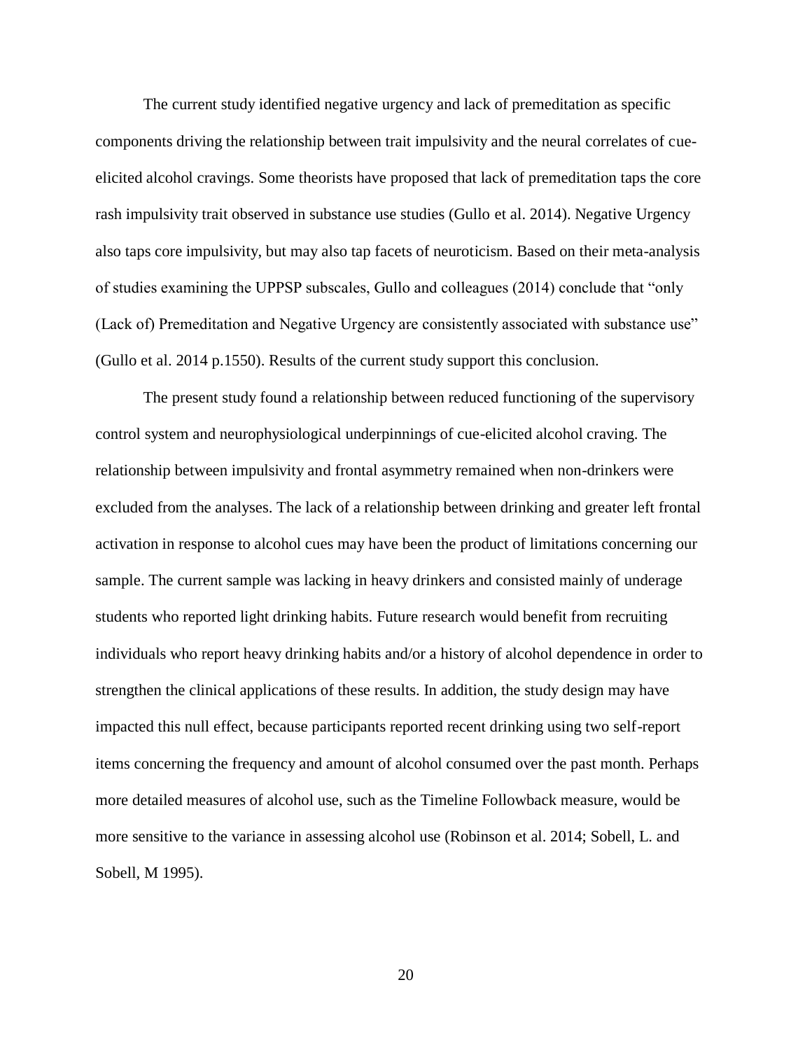The current study identified negative urgency and lack of premeditation as specific components driving the relationship between trait impulsivity and the neural correlates of cue-elicited alcohol cravings. Some theorists have proposed that lack of premeditation taps the core rash impulsivity trait observed in substance use studies (Gullo et al. 2014). Negative Urgency also taps core impulsivity, but may also tap facets of neuroticism. Based on their meta-analysis of studies examining the UPPSP subscales, Gullo and colleagues (2014) conclude that "only (Lack of) Premeditation and Negative Urgency are consistently associated with substance use" (Gullo et al. 2014 p.1550). Results of the current study support this conclusion.

The present study found a relationship between reduced functioning of the supervisory control system and neurophysiological underpinnings of cue-elicited alcohol craving. The relationship between impulsivity and frontal asymmetry remained when non-drinkers were excluded from the analyses. The lack of a relationship between drinking and greater left frontal activation in response to alcohol cues may have been the product of limitations concerning our sample. The current sample was lacking in heavy drinkers and consisted mainly of underage students who reported light drinking habits. Future research would benefit from recruiting individuals who report heavy drinking habits and/or a history of alcohol dependence in order to strengthen the clinical applications of these results. In addition, the study design may have impacted this null effect, because participants reported recent drinking using two self-report items concerning the frequency and amount of alcohol consumed over the past month. Perhaps more detailed measures of alcohol use, such as the Timeline Followback measure, would be more sensitive to the variance in assessing alcohol use (Robinson et al. 2014; Sobell, L. and Sobell, M 1995).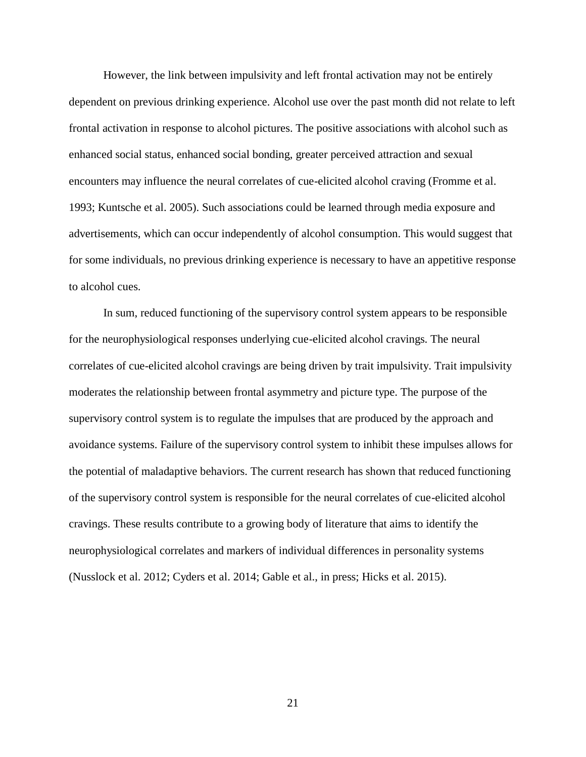However, the link between impulsivity and left frontal activation may not be entirely dependent on previous drinking experience. Alcohol use over the past month did not relate to left frontal activation in response to alcohol pictures. The positive associations with alcohol such as enhanced social status, enhanced social bonding, greater perceived attraction and sexual encounters may influence the neural correlates of cue-elicited alcohol craving (Fromme et al. 1993; Kuntsche et al. 2005). Such associations could be learned through media exposure and advertisements, which can occur independently of alcohol consumption. This would suggest that for some individuals, no previous drinking experience is necessary to have an appetitive response to alcohol cues.

In sum, reduced functioning of the supervisory control system appears to be responsible for the neurophysiological responses underlying cue-elicited alcohol cravings. The neural correlates of cue-elicited alcohol cravings are being driven by trait impulsivity. Trait impulsivity moderates the relationship between frontal asymmetry and picture type. The purpose of the supervisory control system is to regulate the impulses that are produced by the approach and avoidance systems. Failure of the supervisory control system to inhibit these impulses allows for the potential of maladaptive behaviors. The current research has shown that reduced functioning of the supervisory control system is responsible for the neural correlates of cue-elicited alcohol cravings. These results contribute to a growing body of literature that aims to identify the neurophysiological correlates and markers of individual differences in personality systems (Nusslock et al. 2012; Cyders et al. 2014; Gable et al., in press; Hicks et al. 2015).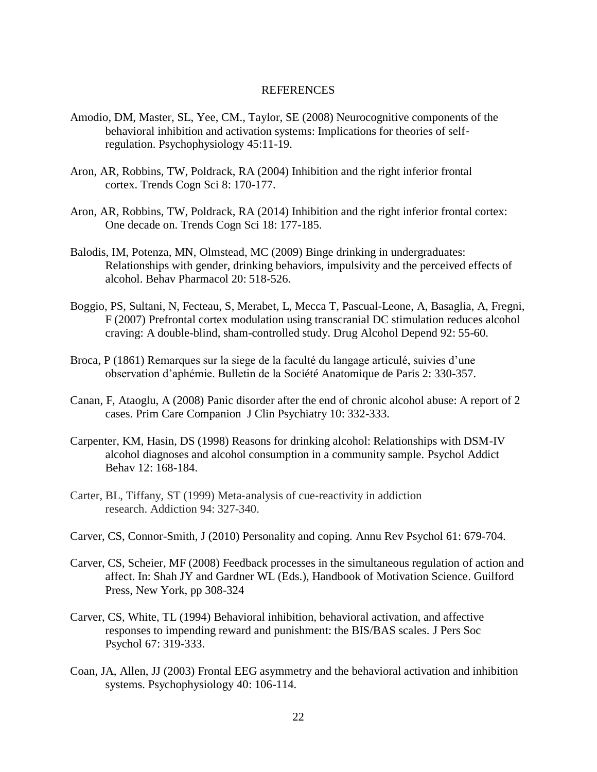# REFERENCES

Amodio, DM, Master, SL, Yee, CM., Taylor, SE (2008) Neurocognitive components of the behavioral inhibition and activation systems: Implications for theories of self-regulation. Psychophysiology 45:11-19.

Aron, AR, Robbins, TW, Poldrack, RA (2004) Inhibition and the right inferior frontal cortex. Trends Cogn Sci 8: 170-177.

Aron, AR, Robbins, TW, Poldrack, RA (2014) Inhibition and the right inferior frontal cortex: One decade on. Trends Cogn Sci 18: 177-185.

Balodis, IM, Potenza, MN, Olmstead, MC (2009) Binge drinking in undergraduates: Relationships with gender, drinking behaviors, impulsivity and the perceived effects of alcohol. Behav Pharmacol 20: 518-526.

Boggio, PS, Sultani, N, Fecteau, S, Merabet, L, Mecca T, Pascual-Leone, A, Basaglia, A, Fregni, F (2007) Prefrontal cortex modulation using transcranial DC stimulation reduces alcohol craving: A double-blind, sham-controlled study. Drug Alcohol Depend 92: 55-60.

Broca, P (1861) Remarques sur la siege de la faculté du langage articulé, suivies d'une observation d'aphémie. Bulletin de la Société Anatomique de Paris 2: 330-357.

Canan, F, Ataoglu, A (2008) Panic disorder after the end of chronic alcohol abuse: A report of 2 cases. Prim Care Companion J Clin Psychiatry 10: 332-333.

Carpenter, KM, Hasin, DS (1998) Reasons for drinking alcohol: Relationships with DSM-IV alcohol diagnoses and alcohol consumption in a community sample. Psychol Addict Behav 12: 168-184.

Carter, BL, Tiffany, ST (1999) Meta-analysis of cue-reactivity in addiction research. Addiction 94: 327-340.

Carver, CS, Connor-Smith, J (2010) Personality and coping. Annu Rev Psychol 61: 679-704.

Carver, CS, Scheier, MF (2008) Feedback processes in the simultaneous regulation of action and affect. In: Shah JY and Gardner WL (Eds.), Handbook of Motivation Science. Guilford Press, New York, pp 308-324

Carver, CS, White, TL (1994) Behavioral inhibition, behavioral activation, and affective responses to impending reward and punishment: the BIS/BAS scales. J Pers Soc Psychol 67: 319-333.

Coan, JA, Allen, JJ (2003) Frontal EEG asymmetry and the behavioral activation and inhibition systems. Psychophysiology 40: 106-114.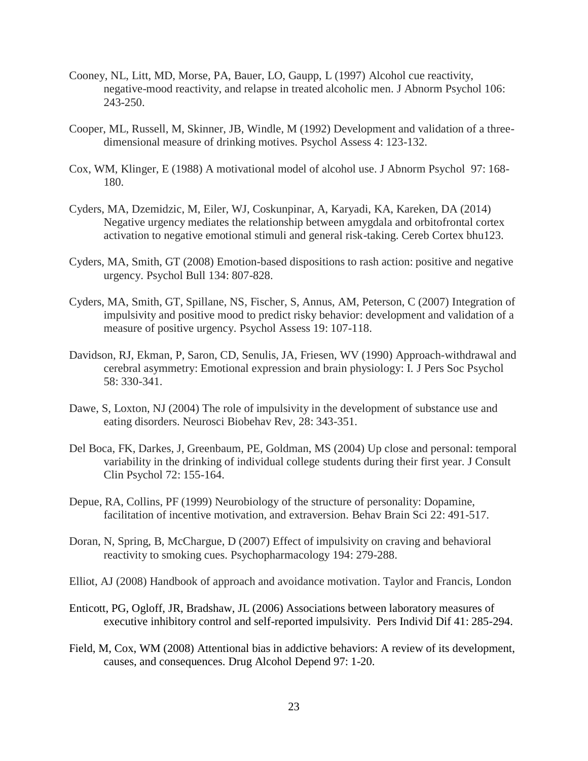Cooney, NL, Litt, MD, Morse, PA, Bauer, LO, Gaupp, L (1997) Alcohol cue reactivity, negative-mood reactivity, and relapse in treated alcoholic men. J Abnorm Psychol 106: 243-250.

Cooper, ML, Russell, M, Skinner, JB, Windle, M (1992) Development and validation of a three-dimensional measure of drinking motives. Psychol Assess 4: 123-132.

Cox, WM, Klinger, E (1988) A motivational model of alcohol use. J Abnorm Psychol 97: 168-180.

Cyders, MA, Dzemidzic, M, Eiler, WJ, Coskunpinar, A, Karyadi, KA, Kareken, DA (2014) Negative urgency mediates the relationship between amygdala and orbitofrontal cortex activation to negative emotional stimuli and general risk-taking. Cereb Cortex bhu123.

Cyders, MA, Smith, GT (2008) Emotion-based dispositions to rash action: positive and negative urgency. Psychol Bull 134: 807-828.

Cyders, MA, Smith, GT, Spillane, NS, Fischer, S, Annus, AM, Peterson, C (2007) Integration of impulsivity and positive mood to predict risky behavior: development and validation of a measure of positive urgency. Psychol Assess 19: 107-118.

Davidson, RJ, Ekman, P, Saron, CD, Senulis, JA, Friesen, WV (1990) Approach-withdrawal and cerebral asymmetry: Emotional expression and brain physiology: I. J Pers Soc Psychol 58: 330-341.

Dawe, S, Loxton, NJ (2004) The role of impulsivity in the development of substance use and eating disorders. Neurosci Biobehav Rev, 28: 343-351.

Del Boca, FK, Darkes, J, Greenbaum, PE, Goldman, MS (2004) Up close and personal: temporal variability in the drinking of individual college students during their first year. J Consult Clin Psychol 72: 155-164.

Depue, RA, Collins, PF (1999) Neurobiology of the structure of personality: Dopamine, facilitation of incentive motivation, and extraversion. Behav Brain Sci 22: 491-517.

Doran, N, Spring, B, McChargue, D (2007) Effect of impulsivity on craving and behavioral reactivity to smoking cues. Psychopharmacology 194: 279-288.

Elliot, AJ (2008) Handbook of approach and avoidance motivation. Taylor and Francis, London

Enticott, PG, Ogloff, JR, Bradshaw, JL (2006) Associations between laboratory measures of executive inhibitory control and self-reported impulsivity. Pers Individ Dif 41: 285-294.

Field, M, Cox, WM (2008) Attentional bias in addictive behaviors: A review of its development, causes, and consequences. Drug Alcohol Depend 97: 1-20.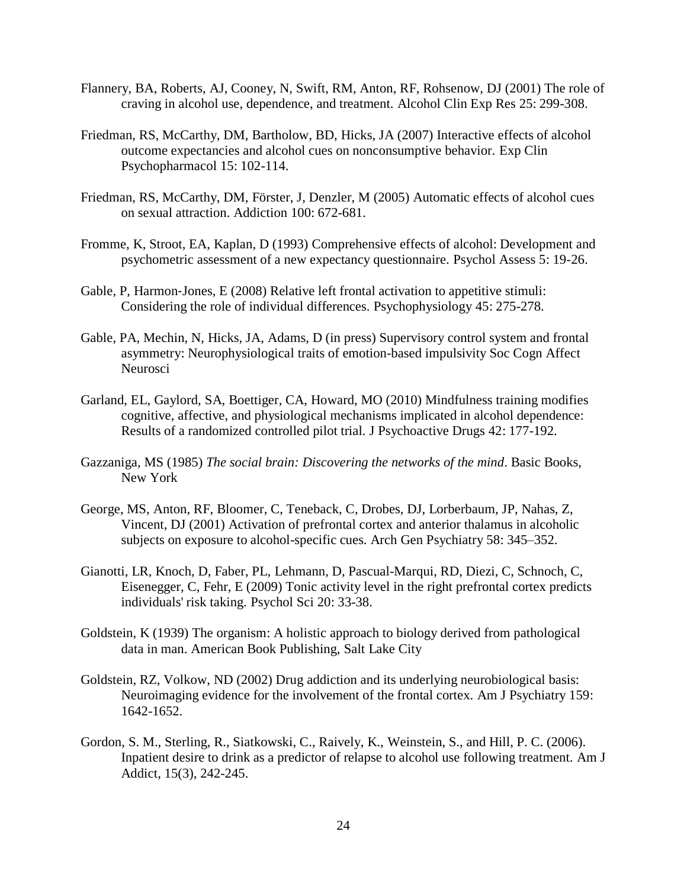Flannery, BA, Roberts, AJ, Cooney, N, Swift, RM, Anton, RF, Rohsenow, DJ (2001) The role of craving in alcohol use, dependence, and treatment. Alcohol Clin Exp Res 25: 299-308.

Friedman, RS, McCarthy, DM, Bartholow, BD, Hicks, JA (2007) Interactive effects of alcohol outcome expectancies and alcohol cues on nonconsumptive behavior. Exp Clin Psychopharmacol 15: 102-114.

Friedman, RS, McCarthy, DM, Förster, J, Denzler, M (2005) Automatic effects of alcohol cues on sexual attraction. Addiction 100: 672-681.

Fromme, K, Stroot, EA, Kaplan, D (1993) Comprehensive effects of alcohol: Development and psychometric assessment of a new expectancy questionnaire. Psychol Assess 5: 19-26.

Gable, P, Harmon-Jones, E (2008) Relative left frontal activation to appetitive stimuli: Considering the role of individual differences. Psychophysiology 45: 275-278.

Gable, PA, Mechin, N, Hicks, JA, Adams, D (in press) Supervisory control system and frontal asymmetry: Neurophysiological traits of emotion-based impulsivity Soc Cogn Affect Neurosci

Garland, EL, Gaylord, SA, Boettiger, CA, Howard, MO (2010) Mindfulness training modifies cognitive, affective, and physiological mechanisms implicated in alcohol dependence: Results of a randomized controlled pilot trial. J Psychoactive Drugs 42: 177-192.

Gazzaniga, MS (1985) *The social brain: Discovering the networks of the mind*. Basic Books, New York

George, MS, Anton, RF, Bloomer, C, Teneback, C, Drobes, DJ, Lorberbaum, JP, Nahas, Z, Vincent, DJ (2001) Activation of prefrontal cortex and anterior thalamus in alcoholic subjects on exposure to alcohol-specific cues. Arch Gen Psychiatry 58: 345–352.

Gianotti, LR, Knoch, D, Faber, PL, Lehmann, D, Pascual-Marqui, RD, Diezi, C, Schnoch, C, Eisenegger, C, Fehr, E (2009) Tonic activity level in the right prefrontal cortex predicts individuals' risk taking. Psychol Sci 20: 33-38.

Goldstein, K (1939) The organism: A holistic approach to biology derived from pathological data in man. American Book Publishing, Salt Lake City

Goldstein, RZ, Volkow, ND (2002) Drug addiction and its underlying neurobiological basis: Neuroimaging evidence for the involvement of the frontal cortex. Am J Psychiatry 159: 1642-1652.

Gordon, S. M., Sterling, R., Siatkowski, C., Raively, K., Weinstein, S., and Hill, P. C. (2006). Inpatient desire to drink as a predictor of relapse to alcohol use following treatment. Am J Addict, 15(3), 242-245.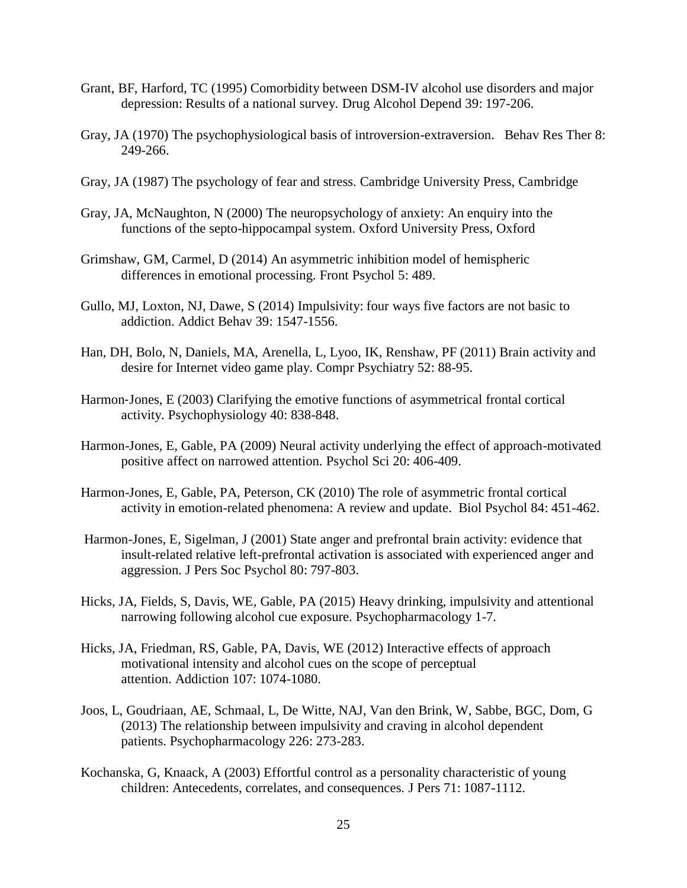Grant, BF, Harford, TC (1995) Comorbidity between DSM-IV alcohol use disorders and major depression: Results of a national survey. Drug Alcohol Depend 39: 197-206.

Gray, JA (1970) The psychophysiological basis of introversion-extraversion. Behav Res Ther 8: 249-266.

Gray, JA (1987) The psychology of fear and stress. Cambridge University Press, Cambridge

Gray, JA, McNaughton, N (2000) The neuropsychology of anxiety: An enquiry into the functions of the septo-hippocampal system. Oxford University Press, Oxford

Grimshaw, GM, Carmel, D (2014) An asymmetric inhibition model of hemispheric differences in emotional processing. Front Psychol 5: 489.

Gullo, MJ, Loxton, NJ, Dawe, S (2014) Impulsivity: four ways five factors are not basic to addiction. Addict Behav 39: 1547-1556.

Han, DH, Bolo, N, Daniels, MA, Arenella, L, Lyoo, IK, Renshaw, PF (2011) Brain activity and desire for Internet video game play. Compr Psychiatry 52: 88-95.

Harmon-Jones, E (2003) Clarifying the emotive functions of asymmetrical frontal cortical activity. Psychophysiology 40: 838-848.

Harmon-Jones, E, Gable, PA (2009) Neural activity underlying the effect of approach-motivated positive affect on narrowed attention. Psychol Sci 20: 406-409.

Harmon-Jones, E, Gable, PA, Peterson, CK (2010) The role of asymmetric frontal cortical activity in emotion-related phenomena: A review and update. Biol Psychol 84: 451-462.

Harmon-Jones, E, Sigelman, J (2001) State anger and prefrontal brain activity: evidence that insult-related relative left-prefrontal activation is associated with experienced anger and aggression. J Pers Soc Psychol 80: 797-803.

Hicks, JA, Fields, S, Davis, WE, Gable, PA (2015) Heavy drinking, impulsivity and attentional narrowing following alcohol cue exposure. Psychopharmacology 1-7.

Hicks, JA, Friedman, RS, Gable, PA, Davis, WE (2012) Interactive effects of approach motivational intensity and alcohol cues on the scope of perceptual attention. Addiction 107: 1074-1080.

Joos, L, Goudriaan, AE, Schmaal, L, De Witte, NAJ, Van den Brink, W, Sabbe, BGC, Dom, G (2013) The relationship between impulsivity and craving in alcohol dependent patients. Psychopharmacology 226: 273-283.

Kochanska, G, Knaack, A (2003) Effortful control as a personality characteristic of young children: Antecedents, correlates, and consequences. J Pers 71: 1087-1112.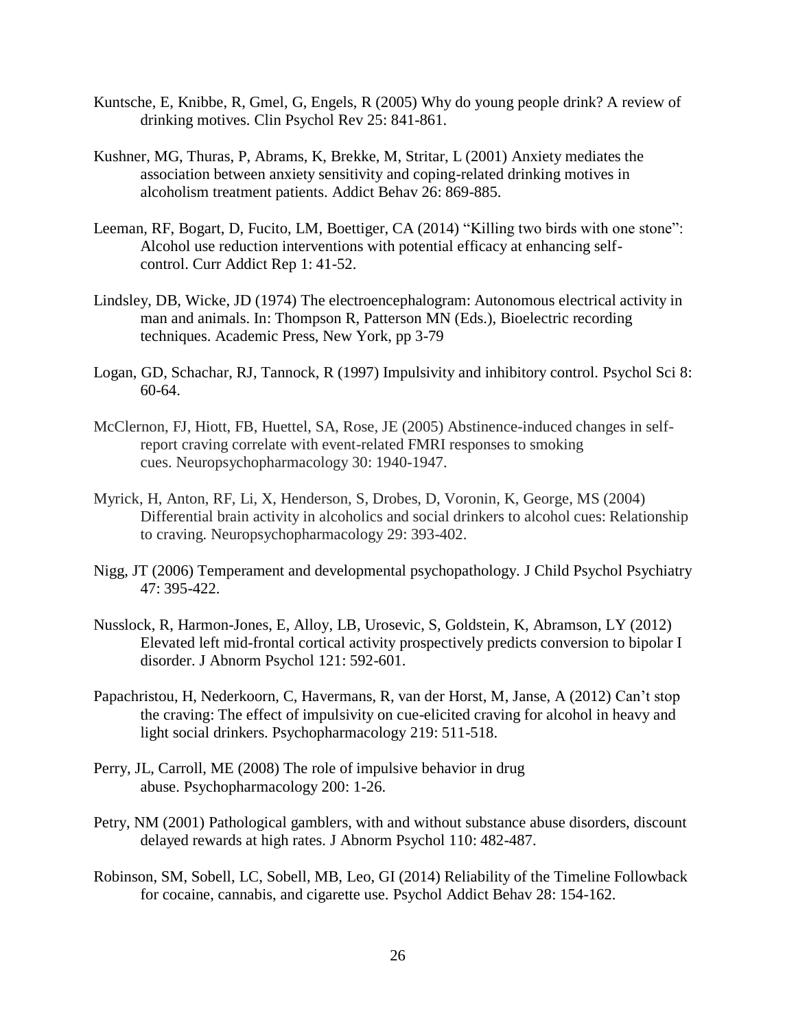Kuntsche, E, Knibbe, R, Gmel, G, Engels, R (2005) Why do young people drink? A review of drinking motives. Clin Psychol Rev 25: 841-861.

Kushner, MG, Thuras, P, Abrams, K, Brekke, M, Stritar, L (2001) Anxiety mediates the association between anxiety sensitivity and coping-related drinking motives in alcoholism treatment patients. Addict Behav 26: 869-885.

Leeman, RF, Bogart, D, Fucito, LM, Boettiger, CA (2014) "Killing two birds with one stone": Alcohol use reduction interventions with potential efficacy at enhancing self-control. Curr Addict Rep 1: 41-52.

Lindsley, DB, Wicke, JD (1974) The electroencephalogram: Autonomous electrical activity in man and animals. In: Thompson R, Patterson MN (Eds.), Bioelectric recording techniques. Academic Press, New York, pp 3-79

Logan, GD, Schachar, RJ, Tannock, R (1997) Impulsivity and inhibitory control. Psychol Sci 8: 60-64.

McClernon, FJ, Hiott, FB, Huettel, SA, Rose, JE (2005) Abstinence-induced changes in self-report craving correlate with event-related FMRI responses to smoking cues. Neuropsychopharmacology 30: 1940-1947.

Myrick, H, Anton, RF, Li, X, Henderson, S, Drobes, D, Voronin, K, George, MS (2004) Differential brain activity in alcoholics and social drinkers to alcohol cues: Relationship to craving. Neuropsychopharmacology 29: 393-402.

Nigg, JT (2006) Temperament and developmental psychopathology. J Child Psychol Psychiatry 47: 395-422.

Nusslock, R, Harmon-Jones, E, Alloy, LB, Urosevic, S, Goldstein, K, Abramson, LY (2012) Elevated left mid-frontal cortical activity prospectively predicts conversion to bipolar I disorder. J Abnorm Psychol 121: 592-601.

Papachristou, H, Nederkoorn, C, Havermans, R, van der Horst, M, Janse, A (2012) Can't stop the craving: The effect of impulsivity on cue-elicited craving for alcohol in heavy and light social drinkers. Psychopharmacology 219: 511-518.

Perry, JL, Carroll, ME (2008) The role of impulsive behavior in drug abuse. Psychopharmacology 200: 1-26.

Petry, NM (2001) Pathological gamblers, with and without substance abuse disorders, discount delayed rewards at high rates. J Abnorm Psychol 110: 482-487.

Robinson, SM, Sobell, LC, Sobell, MB, Leo, GI (2014) Reliability of the Timeline Followback for cocaine, cannabis, and cigarette use. Psychol Addict Behav 28: 154-162.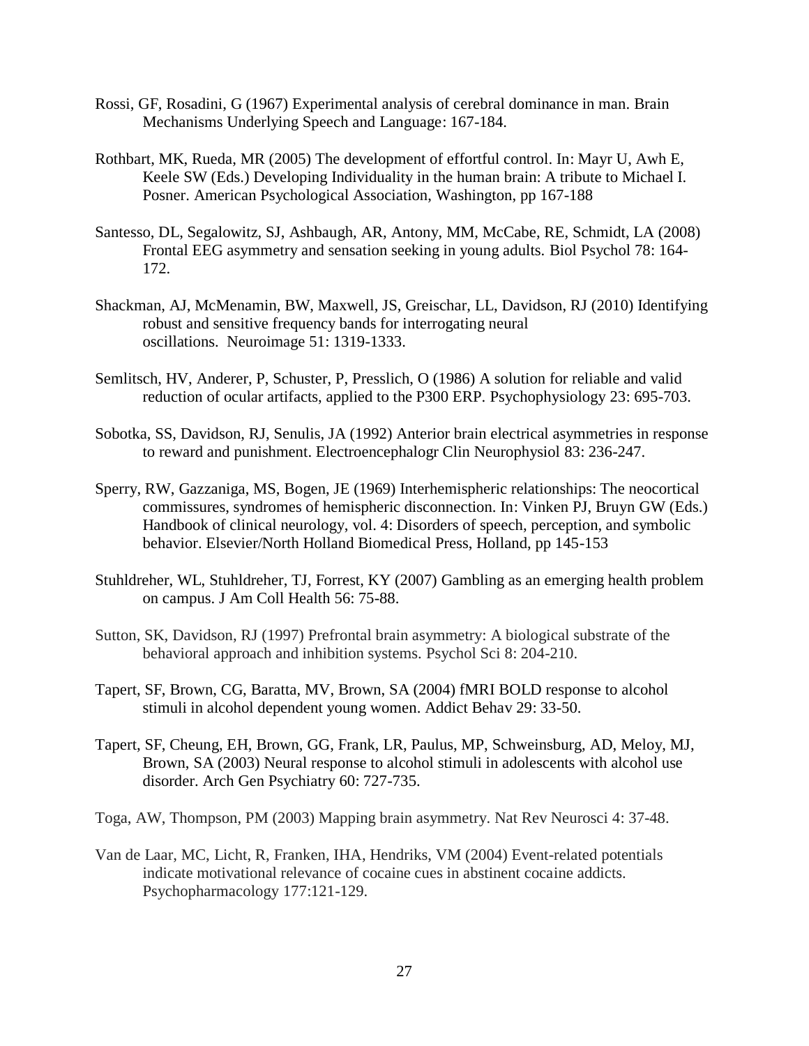Rossi, GF, Rosadini, G (1967) Experimental analysis of cerebral dominance in man. Brain Mechanisms Underlying Speech and Language: 167-184.

Rothbart, MK, Rueda, MR (2005) The development of effortful control. In: Mayr U, Awh E, Keele SW (Eds.) Developing Individuality in the human brain: A tribute to Michael I. Posner. American Psychological Association, Washington, pp 167-188

Santesso, DL, Segalowitz, SJ, Ashbaugh, AR, Antony, MM, McCabe, RE, Schmidt, LA (2008) Frontal EEG asymmetry and sensation seeking in young adults. Biol Psychol 78: 164-172.

Shackman, AJ, McMenamin, BW, Maxwell, JS, Greischar, LL, Davidson, RJ (2010) Identifying robust and sensitive frequency bands for interrogating neural oscillations. Neuroimage 51: 1319-1333.

Semlitsch, HV, Anderer, P, Schuster, P, Presslich, O (1986) A solution for reliable and valid reduction of ocular artifacts, applied to the P300 ERP. Psychophysiology 23: 695-703.

Sobotka, SS, Davidson, RJ, Senulis, JA (1992) Anterior brain electrical asymmetries in response to reward and punishment. Electroencephalogr Clin Neurophysiol 83: 236-247.

Sperry, RW, Gazzaniga, MS, Bogen, JE (1969) Interhemispheric relationships: The neocortical commissures, syndromes of hemispheric disconnection. In: Vinken PJ, Bruyn GW (Eds.) Handbook of clinical neurology, vol. 4: Disorders of speech, perception, and symbolic behavior. Elsevier/North Holland Biomedical Press, Holland, pp 145-153

Stuhldreher, WL, Stuhldreher, TJ, Forrest, KY (2007) Gambling as an emerging health problem on campus. J Am Coll Health 56: 75-88.

Sutton, SK, Davidson, RJ (1997) Prefrontal brain asymmetry: A biological substrate of the behavioral approach and inhibition systems. Psychol Sci 8: 204-210.

Tapert, SF, Brown, CG, Baratta, MV, Brown, SA (2004) fMRI BOLD response to alcohol stimuli in alcohol dependent young women. Addict Behav 29: 33-50.

Tapert, SF, Cheung, EH, Brown, GG, Frank, LR, Paulus, MP, Schweinsburg, AD, Meloy, MJ, Brown, SA (2003) Neural response to alcohol stimuli in adolescents with alcohol use disorder. Arch Gen Psychiatry 60: 727-735.

Toga, AW, Thompson, PM (2003) Mapping brain asymmetry. Nat Rev Neurosci 4: 37-48.

Van de Laar, MC, Licht, R, Franken, IHA, Hendriks, VM (2004) Event-related potentials indicate motivational relevance of cocaine cues in abstinent cocaine addicts. Psychopharmacology 177:121-129.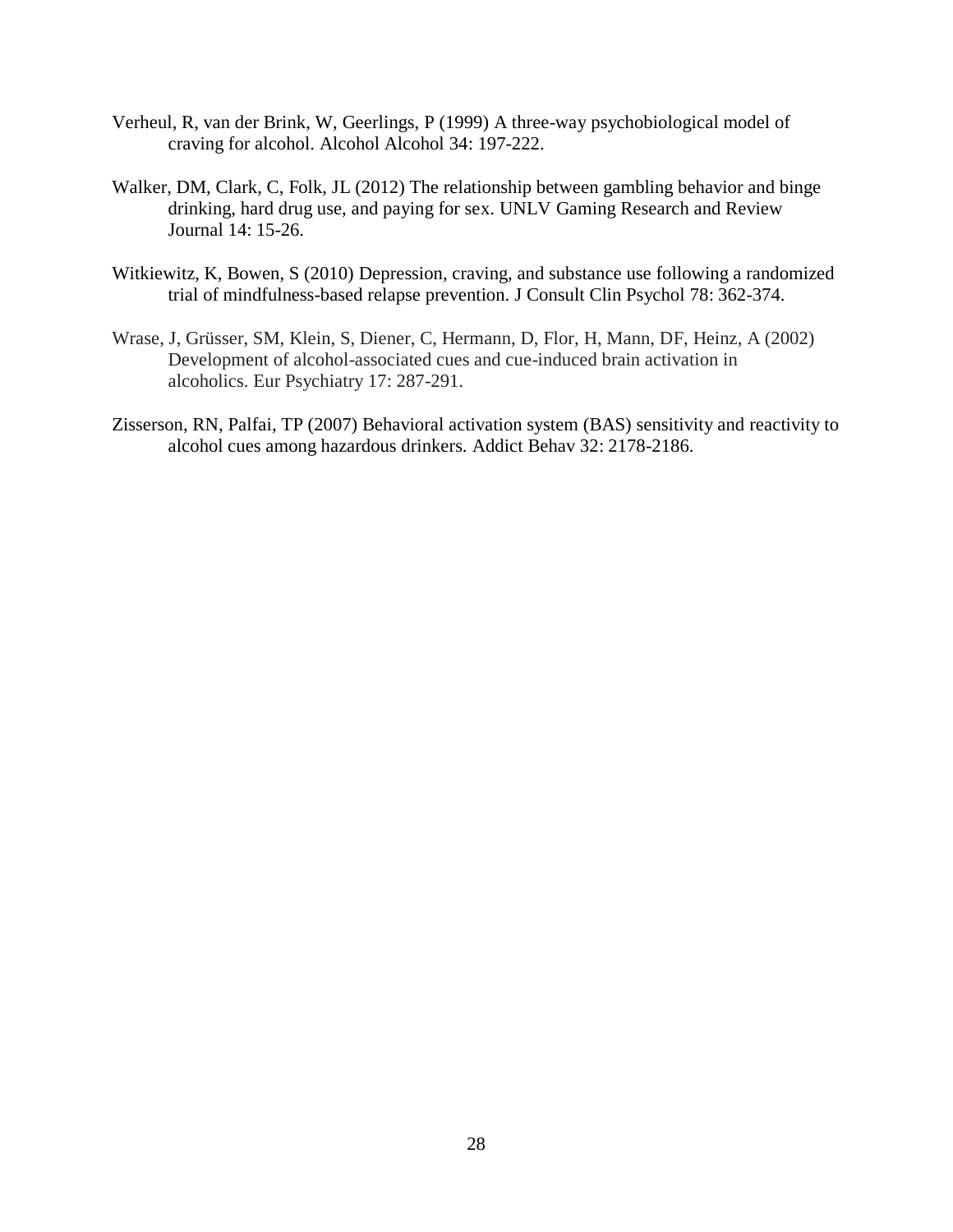Verheul, R, van der Brink, W, Geerlings, P (1999) A three-way psychobiological model of craving for alcohol. Alcohol Alcohol 34: 197-222.

Walker, DM, Clark, C, Folk, JL (2012) The relationship between gambling behavior and binge drinking, hard drug use, and paying for sex. UNLV Gaming Research and Review Journal 14: 15-26.

Witkiewitz, K, Bowen, S (2010) Depression, craving, and substance use following a randomized trial of mindfulness-based relapse prevention. J Consult Clin Psychol 78: 362-374.

Wrase, J, Grüsser, SM, Klein, S, Diener, C, Hermann, D, Flor, H, Mann, DF, Heinz, A (2002) Development of alcohol-associated cues and cue-induced brain activation in alcoholics. Eur Psychiatry 17: 287-291.

Zisserson, RN, Palfai, TP (2007) Behavioral activation system (BAS) sensitivity and reactivity to alcohol cues among hazardous drinkers. Addict Behav 32: 2178-2186.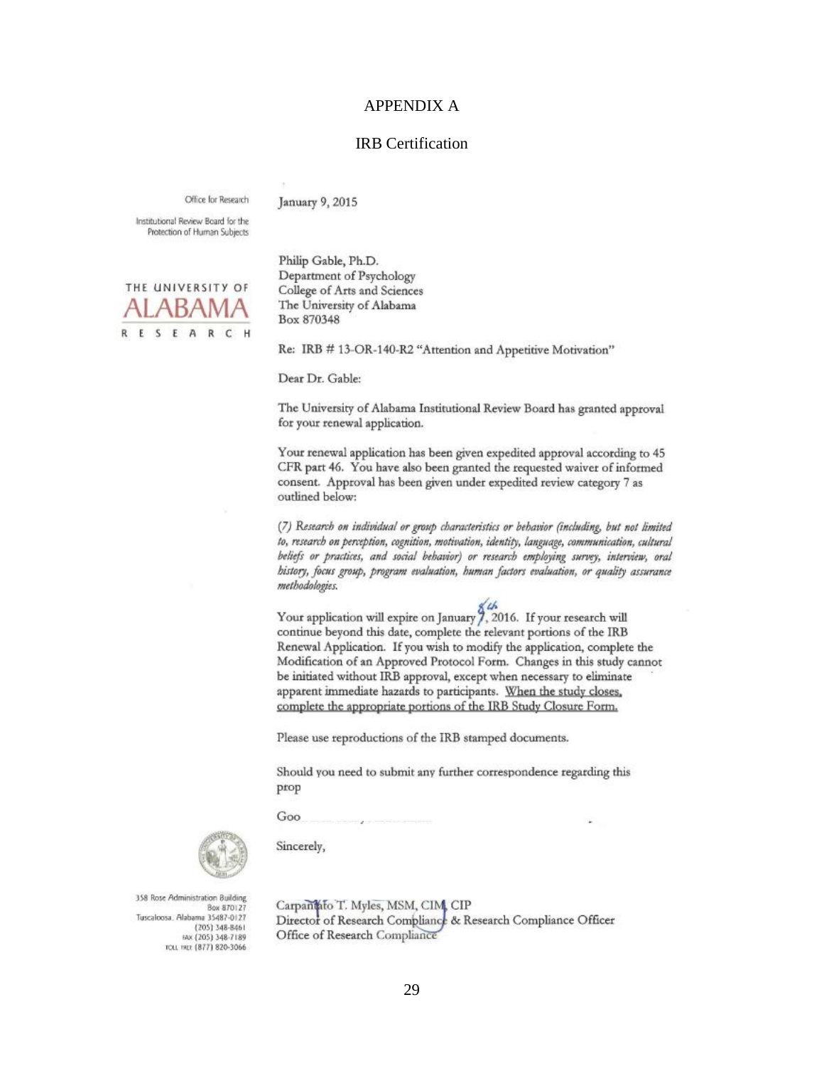# APPENDIX A

## IRB Certification

Office for Research

Institutional Review Board for the Protection of Human Subjects

THE UNIVERSITY OF ALABAMA

RESEARCH

January 9, 2015

Philip Gable, Ph.D.
Department of Psychology
College of Arts and Sciences
The University of Alabama
Box 870348

Re: IRB # 13-OR-140-R2 "Attention and Appetitive Motivation"

Dear Dr. Gable:

The University of Alabama Institutional Review Board has granted approval for your renewal application.

Your renewal application has been given expedited approval according to 45 CFR part 46. You have also been granted the requested waiver of informed consent. Approval has been given under expedited review category 7 as outlined below:

*(7) Research on individual or group characteristics or behavior (including, but not limited to, research on perception, cognition, motivation, identity, language, communication, cultural beliefs or practices, and social behavior) or research employing survey, interview, oral history, focus group, program evaluation, human factors evaluation, or quality assurance methodologies.*

Your application will expire on January ~~7~~ 8th, 2016. If your research will continue beyond this date, complete the relevant portions of the IRB Renewal Application. If you wish to modify the application, complete the Modification of an Approved Protocol Form. Changes in this study cannot be initiated without IRB approval, except when necessary to eliminate apparent immediate hazards to participants. When the study closes, complete the appropriate portions of the IRB Study Closure Form.

Please use reproductions of the IRB stamped documents.

Should you need to submit any further correspondence regarding this prop

Goo

Sincerely,

Carpantato T. Myles, MSM, CIM, CIP
Director of Research Compliance & Research Compliance Officer
Office of Research Compliance

358 Rose Administration Building
Box 870127
Tuscaloosa, Alabama 35487-0127
(205) 348-8461
FAX (205) 348-7189
TOLL FREE (877) 820-3066